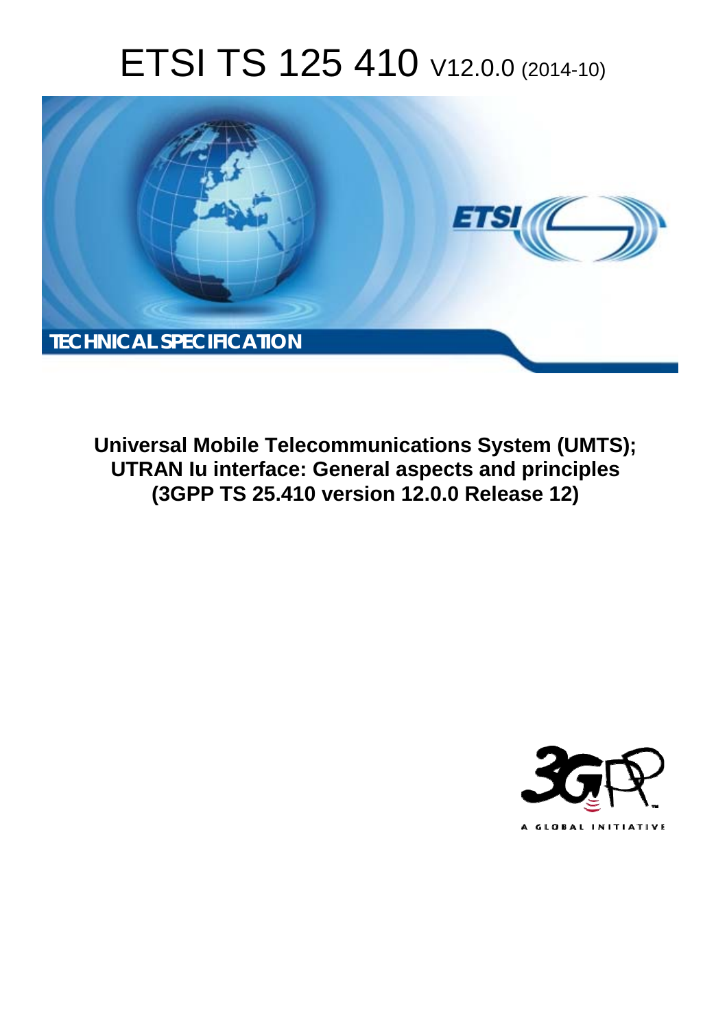# ETSI TS 125 410 V12.0.0 (2014-10)

TECHNICAL SPECIFICATION

**Universal Mobile Telecommunications System (UMTS); UTRAN Iu interface: General aspects and principles (3GPP TS 25.410 version 12.0.0 Release 12)**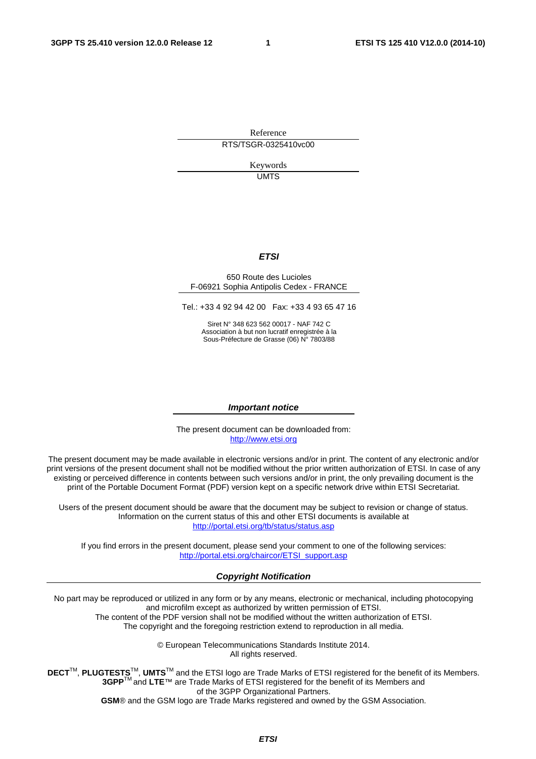Reference

RTS/TSGR-0325410vc00

Keywords

UMTS

***ETSI***

650 Route des Lucioles
F-06921 Sophia Antipolis Cedex - FRANCE

Tel.: +33 4 92 94 42 00   Fax: +33 4 93 65 47 16

Siret N° 348 623 562 00017 - NAF 742 C
Association à but non lucratif enregistrée à la
Sous-Préfecture de Grasse (06) N° 7803/88

***Important notice***

The present document can be downloaded from:
http://www.etsi.org

The present document may be made available in electronic versions and/or in print. The content of any electronic and/or print versions of the present document shall not be modified without the prior written authorization of ETSI. In case of any existing or perceived difference in contents between such versions and/or in print, the only prevailing document is the print of the Portable Document Format (PDF) version kept on a specific network drive within ETSI Secretariat.

Users of the present document should be aware that the document may be subject to revision or change of status. Information on the current status of this and other ETSI documents is available at
http://portal.etsi.org/tb/status/status.asp

If you find errors in the present document, please send your comment to one of the following services:
http://portal.etsi.org/chaircor/ETSI_support.asp

***Copyright Notification***

No part may be reproduced or utilized in any form or by any means, electronic or mechanical, including photocopying and microfilm except as authorized by written permission of ETSI.
The content of the PDF version shall not be modified without the written authorization of ETSI.
The copyright and the foregoing restriction extend to reproduction in all media.

© European Telecommunications Standards Institute 2014.
All rights reserved.

**DECT**™, **PLUGTESTS**™, **UMTS**™ and the ETSI logo are Trade Marks of ETSI registered for the benefit of its Members.
**3GPP**™ and **LTE**™ are Trade Marks of ETSI registered for the benefit of its Members and of the 3GPP Organizational Partners.
**GSM**® and the GSM logo are Trade Marks registered and owned by the GSM Association.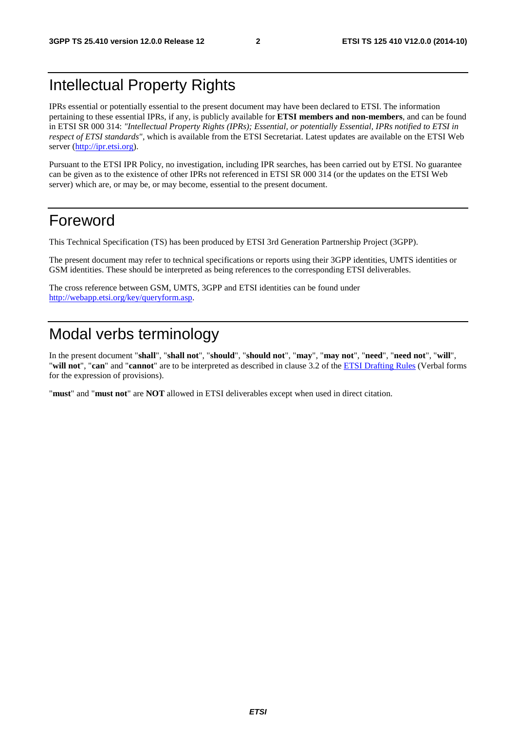# Intellectual Property Rights

IPRs essential or potentially essential to the present document may have been declared to ETSI. The information pertaining to these essential IPRs, if any, is publicly available for **ETSI members and non-members**, and can be found in ETSI SR 000 314: *"Intellectual Property Rights (IPRs); Essential, or potentially Essential, IPRs notified to ETSI in respect of ETSI standards"*, which is available from the ETSI Secretariat. Latest updates are available on the ETSI Web server (http://ipr.etsi.org).

Pursuant to the ETSI IPR Policy, no investigation, including IPR searches, has been carried out by ETSI. No guarantee can be given as to the existence of other IPRs not referenced in ETSI SR 000 314 (or the updates on the ETSI Web server) which are, or may be, or may become, essential to the present document.

# Foreword

This Technical Specification (TS) has been produced by ETSI 3rd Generation Partnership Project (3GPP).

The present document may refer to technical specifications or reports using their 3GPP identities, UMTS identities or GSM identities. These should be interpreted as being references to the corresponding ETSI deliverables.

The cross reference between GSM, UMTS, 3GPP and ETSI identities can be found under http://webapp.etsi.org/key/queryform.asp.

# Modal verbs terminology

In the present document "**shall**", "**shall not**", "**should**", "**should not**", "**may**", "**may not**", "**need**", "**need not**", "**will**", "**will not**", "**can**" and "**cannot**" are to be interpreted as described in clause 3.2 of the ETSI Drafting Rules (Verbal forms for the expression of provisions).

"**must**" and "**must not**" are **NOT** allowed in ETSI deliverables except when used in direct citation.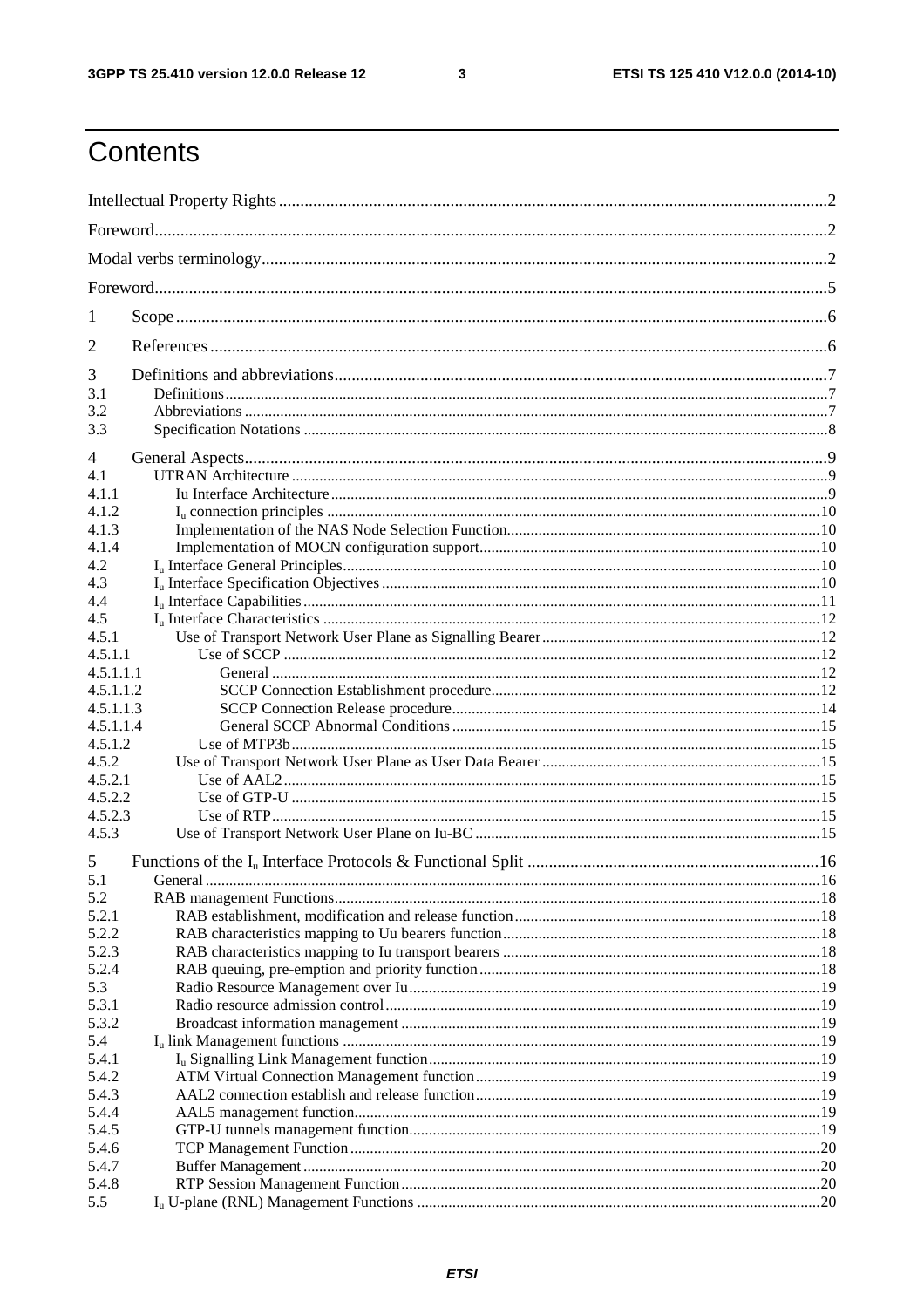# Contents

Intellectual Property Rights ........................................................................................................................... 2

Foreword........................................................................................................................................................ 2

Modal verbs terminology ............................................................................................................................... 2

Foreword........................................................................................................................................................ 5

1 Scope ........................................................................................................................................................ 6

2 References ................................................................................................................................................. 6

3 Definitions and abbreviations .................................................................................................................... 7
3.1 Definitions ............................................................................................................................................. 7
3.2 Abbreviations ........................................................................................................................................ 7
3.3 Specification Notations ......................................................................................................................... 8

4 General Aspects ......................................................................................................................................... 9
4.1 UTRAN Architecture ............................................................................................................................ 9
4.1.1 Iu Interface Architecture ..................................................................................................................... 9
4.1.2 $I_u$ connection principles .................................................................................................................. 10
4.1.3 Implementation of the NAS Node Selection Function ......................................................................... 10
4.1.4 Implementation of MOCN configuration support ................................................................................ 10
4.2 $I_u$ Interface General Principles ............................................................................................................ 10
4.3 $I_u$ Interface Specification Objectives .................................................................................................. 10
4.4 $I_u$ Interface Capabilities ...................................................................................................................... 11
4.5 $I_u$ Interface Characteristics ................................................................................................................. 12
4.5.1 Use of Transport Network User Plane as Signalling Bearer ................................................................ 12
4.5.1.1 Use of SCCP ................................................................................................................................... 12
4.5.1.1.1 General ......................................................................................................................................... 12
4.5.1.1.2 SCCP Connection Establishment procedure ................................................................................... 12
4.5.1.1.3 SCCP Connection Release procedure ............................................................................................ 14
4.5.1.1.4 General SCCP Abnormal Conditions ............................................................................................. 15
4.5.1.2 Use of MTP3b ................................................................................................................................. 15
4.5.2 Use of Transport Network User Plane as User Data Bearer ................................................................. 15
4.5.2.1 Use of AAL2 ................................................................................................................................... 15
4.5.2.2 Use of GTP-U ................................................................................................................................. 15
4.5.2.3 Use of RTP ..................................................................................................................................... 15
4.5.3 Use of Transport Network User Plane on Iu-BC .................................................................................. 15

5 Functions of the $I_u$ Interface Protocols & Functional Split ....................................................................... 16
5.1 General ................................................................................................................................................ 16
5.2 RAB management Functions ................................................................................................................ 18
5.2.1 RAB establishment, modification and release function ....................................................................... 18
5.2.2 RAB characteristics mapping to Uu bearers function .......................................................................... 18
5.2.3 RAB characteristics mapping to Iu transport bearers .......................................................................... 18
5.2.4 RAB queuing, pre-emption and priority function ................................................................................ 18
5.3 Radio Resource Management over Iu ................................................................................................... 19
5.3.1 Radio resource admission control ....................................................................................................... 19
5.3.2 Broadcast information management .................................................................................................... 19
5.4 $I_u$ link Management functions ............................................................................................................. 19
5.4.1 $I_u$ Signalling Link Management function ............................................................................................ 19
5.4.2 ATM Virtual Connection Management function .................................................................................. 19
5.4.3 AAL2 connection establish and release function ................................................................................. 19
5.4.4 AAL5 management function ............................................................................................................... 19
5.4.5 GTP-U tunnels management function ................................................................................................. 19
5.4.6 TCP Management Function ................................................................................................................ 20
5.4.7 Buffer Management ............................................................................................................................ 20
5.4.8 RTP Session Management Function ................................................................................................... 20
5.5 $I_u$ U-plane (RNL) Management Functions ............................................................................................. 20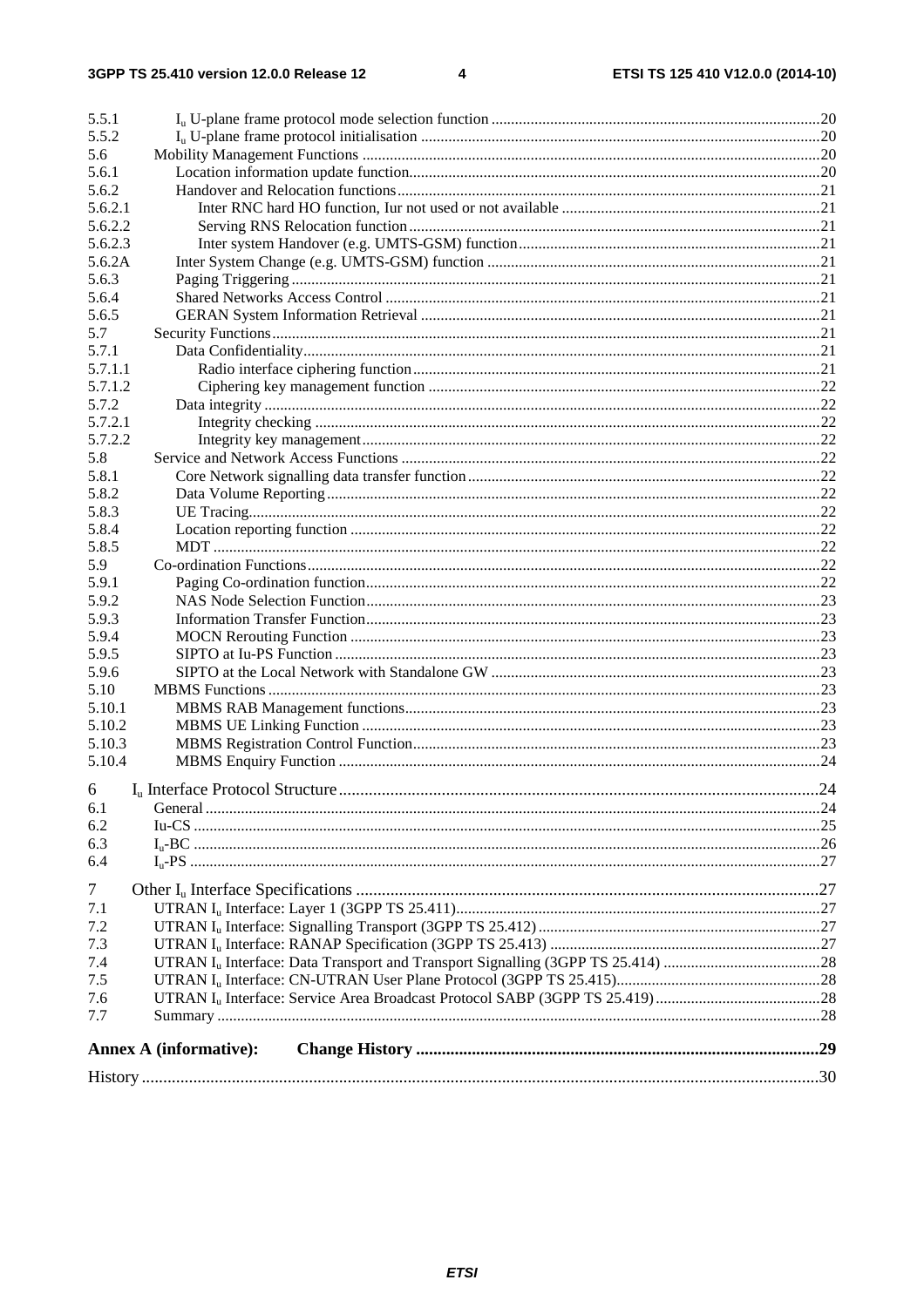5.5.1 $I_u$ U-plane frame protocol mode selection function ....................................................................................20
5.5.2 $I_u$ U-plane frame protocol initialisation ....................................................................................20
5.6 Mobility Management Functions ....................................................................................20
5.6.1 Location information update function....................................................................................20
5.6.2 Handover and Relocation functions....................................................................................21
5.6.2.1 Inter RNC hard HO function, Iur not used or not available ....................................................................................21
5.6.2.2 Serving RNS Relocation function....................................................................................21
5.6.2.3 Inter system Handover (e.g. UMTS-GSM) function....................................................................................21
5.6.2A Inter System Change (e.g. UMTS-GSM) function ....................................................................................21
5.6.3 Paging Triggering ....................................................................................21
5.6.4 Shared Networks Access Control ....................................................................................21
5.6.5 GERAN System Information Retrieval ....................................................................................21
5.7 Security Functions....................................................................................21
5.7.1 Data Confidentiality....................................................................................21
5.7.1.1 Radio interface ciphering function....................................................................................21
5.7.1.2 Ciphering key management function ....................................................................................22
5.7.2 Data integrity ....................................................................................22
5.7.2.1 Integrity checking ....................................................................................22
5.7.2.2 Integrity key management....................................................................................22
5.8 Service and Network Access Functions ....................................................................................22
5.8.1 Core Network signalling data transfer function....................................................................................22
5.8.2 Data Volume Reporting....................................................................................22
5.8.3 UE Tracing....................................................................................22
5.8.4 Location reporting function ....................................................................................22
5.8.5 MDT ....................................................................................22
5.9 Co-ordination Functions....................................................................................22
5.9.1 Paging Co-ordination function....................................................................................22
5.9.2 NAS Node Selection Function....................................................................................23
5.9.3 Information Transfer Function....................................................................................23
5.9.4 MOCN Rerouting Function ....................................................................................23
5.9.5 SIPTO at Iu-PS Function ....................................................................................23
5.9.6 SIPTO at the Local Network with Standalone GW ....................................................................................23
5.10 MBMS Functions ....................................................................................23
5.10.1 MBMS RAB Management functions....................................................................................23
5.10.2 MBMS UE Linking Function ....................................................................................23
5.10.3 MBMS Registration Control Function....................................................................................23
5.10.4 MBMS Enquiry Function ....................................................................................24

6 $I_u$ Interface Protocol Structure....................................................................................24
6.1 General....................................................................................24
6.2 Iu-CS ....................................................................................25
6.3 $I_u$-BC ....................................................................................26
6.4 $I_u$-PS ....................................................................................27

7 Other $I_u$ Interface Specifications ....................................................................................27
7.1 UTRAN $I_u$ Interface: Layer 1 (3GPP TS 25.411)....................................................................................27
7.2 UTRAN $I_u$ Interface: Signalling Transport (3GPP TS 25.412)....................................................................................27
7.3 UTRAN $I_u$ Interface: RANAP Specification (3GPP TS 25.413) ....................................................................................27
7.4 UTRAN $I_u$ Interface: Data Transport and Transport Signalling (3GPP TS 25.414) ....................................................................................28
7.5 UTRAN $I_u$ Interface: CN-UTRAN User Plane Protocol (3GPP TS 25.415)....................................................................................28
7.6 UTRAN $I_u$ Interface: Service Area Broadcast Protocol SABP (3GPP TS 25.419)....................................................................................28
7.7 Summary ....................................................................................28

**Annex A (informative): Change History ....................................................................................29**

History ....................................................................................30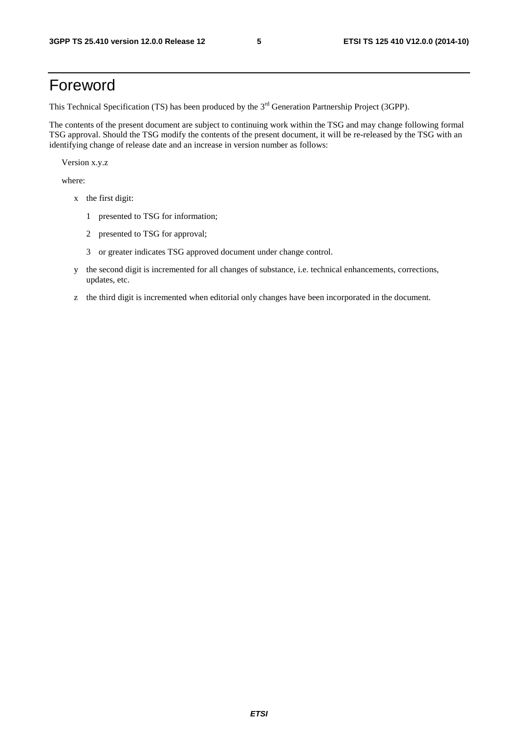# Foreword

This Technical Specification (TS) has been produced by the 3rd Generation Partnership Project (3GPP).

The contents of the present document are subject to continuing work within the TSG and may change following formal TSG approval. Should the TSG modify the contents of the present document, it will be re-released by the TSG with an identifying change of release date and an increase in version number as follows:

Version x.y.z

where:

- x the first digit:
  - 1 presented to TSG for information;
  - 2 presented to TSG for approval;
  - 3 or greater indicates TSG approved document under change control.
- y the second digit is incremented for all changes of substance, i.e. technical enhancements, corrections, updates, etc.
- z the third digit is incremented when editorial only changes have been incorporated in the document.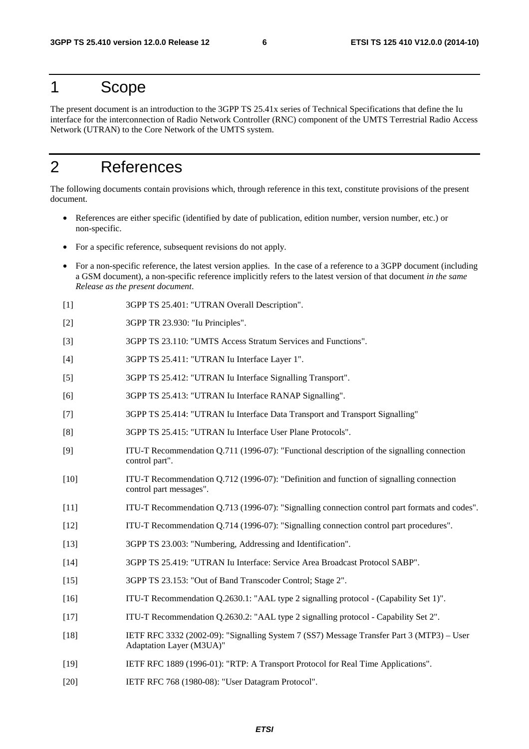# 1 Scope

The present document is an introduction to the 3GPP TS 25.41x series of Technical Specifications that define the Iu interface for the interconnection of Radio Network Controller (RNC) component of the UMTS Terrestrial Radio Access Network (UTRAN) to the Core Network of the UMTS system.

# 2 References

The following documents contain provisions which, through reference in this text, constitute provisions of the present document.

- References are either specific (identified by date of publication, edition number, version number, etc.) or non-specific.
- For a specific reference, subsequent revisions do not apply.
- For a non-specific reference, the latest version applies. In the case of a reference to a 3GPP document (including a GSM document), a non-specific reference implicitly refers to the latest version of that document *in the same Release as the present document*.

[1] 3GPP TS 25.401: "UTRAN Overall Description".

[2] 3GPP TR 23.930: "Iu Principles".

[3] 3GPP TS 23.110: "UMTS Access Stratum Services and Functions".

[4] 3GPP TS 25.411: "UTRAN Iu Interface Layer 1".

[5] 3GPP TS 25.412: "UTRAN Iu Interface Signalling Transport".

[6] 3GPP TS 25.413: "UTRAN Iu Interface RANAP Signalling".

[7] 3GPP TS 25.414: "UTRAN Iu Interface Data Transport and Transport Signalling"

[8] 3GPP TS 25.415: "UTRAN Iu Interface User Plane Protocols".

[9] ITU-T Recommendation Q.711 (1996-07): "Functional description of the signalling connection control part".

[10] ITU-T Recommendation Q.712 (1996-07): "Definition and function of signalling connection control part messages".

[11] ITU-T Recommendation Q.713 (1996-07): "Signalling connection control part formats and codes".

[12] ITU-T Recommendation Q.714 (1996-07): "Signalling connection control part procedures".

[13] 3GPP TS 23.003: "Numbering, Addressing and Identification".

[14] 3GPP TS 25.419: "UTRAN Iu Interface: Service Area Broadcast Protocol SABP".

[15] 3GPP TS 23.153: "Out of Band Transcoder Control; Stage 2".

[16] ITU-T Recommendation Q.2630.1: "AAL type 2 signalling protocol - (Capability Set 1)".

[17] ITU-T Recommendation Q.2630.2: "AAL type 2 signalling protocol - Capability Set 2".

[18] IETF RFC 3332 (2002-09): "Signalling System 7 (SS7) Message Transfer Part 3 (MTP3) – User Adaptation Layer (M3UA)"

[19] IETF RFC 1889 (1996-01): "RTP: A Transport Protocol for Real Time Applications".

[20] IETF RFC 768 (1980-08): "User Datagram Protocol".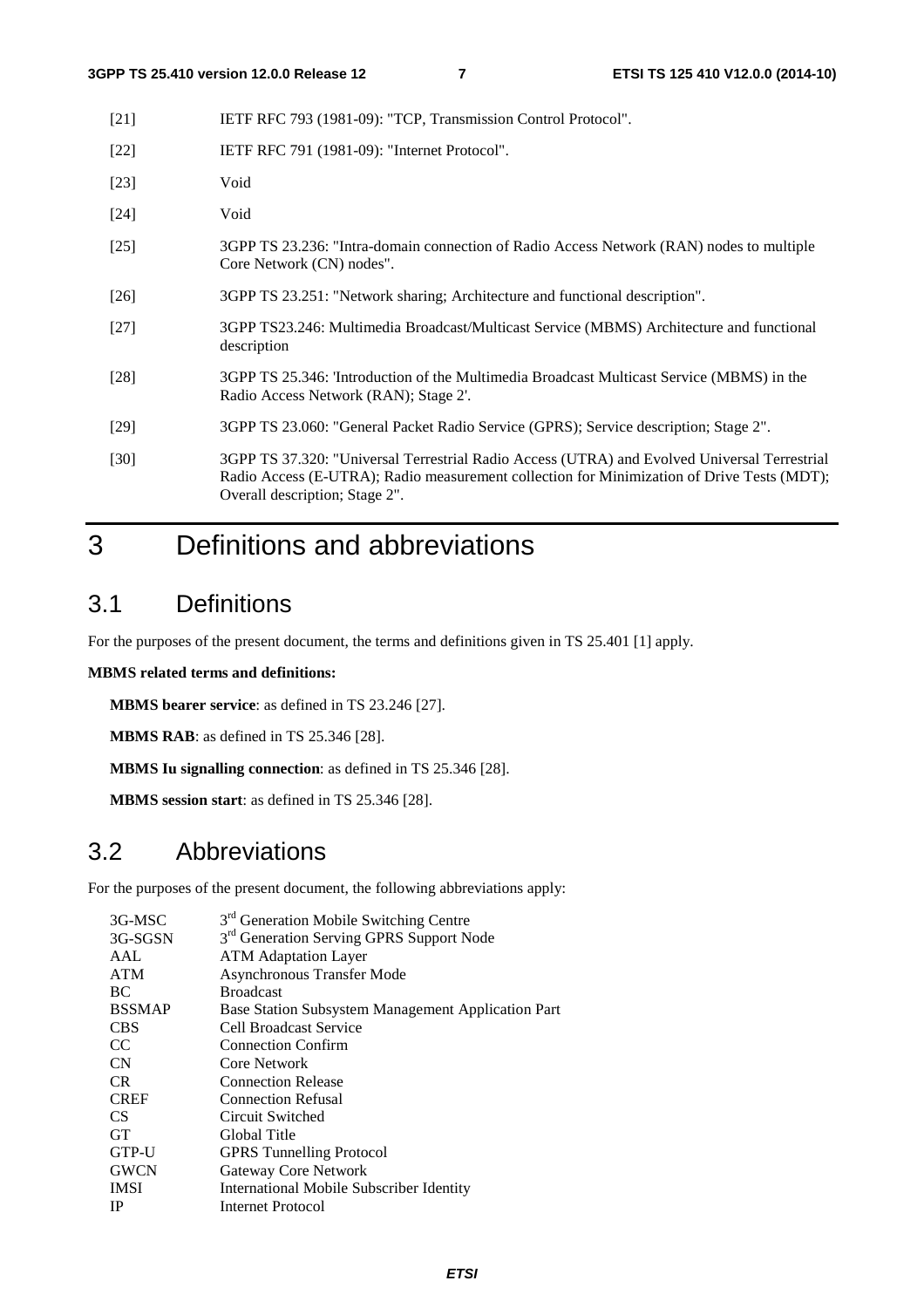[21] IETF RFC 793 (1981-09): "TCP, Transmission Control Protocol".

[22] IETF RFC 791 (1981-09): "Internet Protocol".

[23] Void

[24] Void

[25] 3GPP TS 23.236: "Intra-domain connection of Radio Access Network (RAN) nodes to multiple Core Network (CN) nodes".

[26] 3GPP TS 23.251: "Network sharing; Architecture and functional description".

[27] 3GPP TS23.246: Multimedia Broadcast/Multicast Service (MBMS) Architecture and functional description

[28] 3GPP TS 25.346: 'Introduction of the Multimedia Broadcast Multicast Service (MBMS) in the Radio Access Network (RAN); Stage 2'.

[29] 3GPP TS 23.060: "General Packet Radio Service (GPRS); Service description; Stage 2".

[30] 3GPP TS 37.320: "Universal Terrestrial Radio Access (UTRA) and Evolved Universal Terrestrial Radio Access (E-UTRA); Radio measurement collection for Minimization of Drive Tests (MDT); Overall description; Stage 2".

# 3 Definitions and abbreviations

## 3.1 Definitions

For the purposes of the present document, the terms and definitions given in TS 25.401 [1] apply.

**MBMS related terms and definitions:**

**MBMS bearer service**: as defined in TS 23.246 [27].

**MBMS RAB**: as defined in TS 25.346 [28].

**MBMS Iu signalling connection**: as defined in TS 25.346 [28].

**MBMS session start**: as defined in TS 25.346 [28].

## 3.2 Abbreviations

For the purposes of the present document, the following abbreviations apply:

| | |
|---|---|
| 3G-MSC | 3rd Generation Mobile Switching Centre |
| 3G-SGSN | 3rd Generation Serving GPRS Support Node |
| AAL | ATM Adaptation Layer |
| ATM | Asynchronous Transfer Mode |
| BC | Broadcast |
| BSSMAP | Base Station Subsystem Management Application Part |
| CBS | Cell Broadcast Service |
| CC | Connection Confirm |
| CN | Core Network |
| CR | Connection Release |
| CREF | Connection Refusal |
| CS | Circuit Switched |
| GT | Global Title |
| GTP-U | GPRS Tunnelling Protocol |
| GWCN | Gateway Core Network |
| IMSI | International Mobile Subscriber Identity |
| IP | Internet Protocol |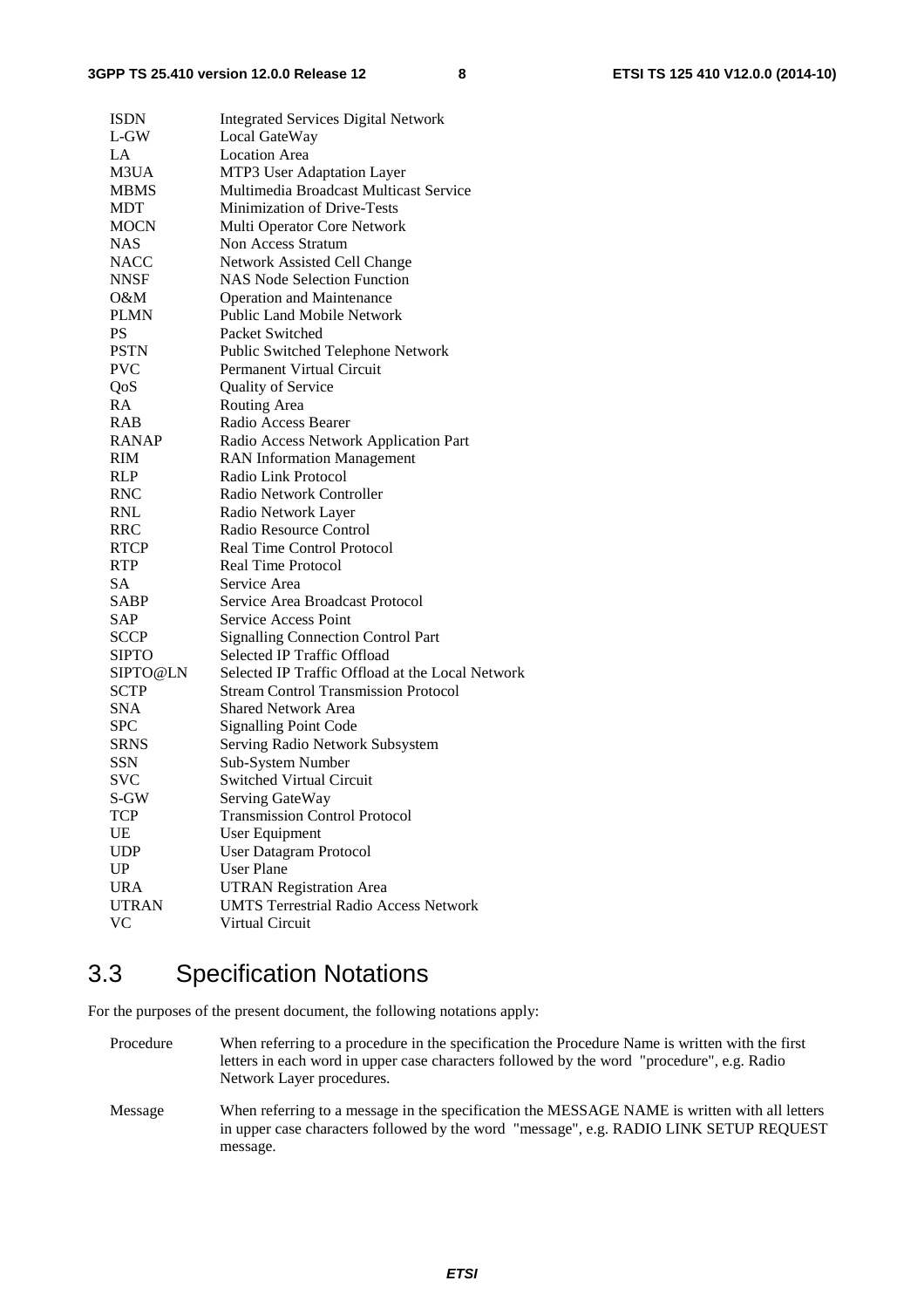| | |
|---|---|
| ISDN | Integrated Services Digital Network |
| L-GW | Local GateWay |
| LA | Location Area |
| M3UA | MTP3 User Adaptation Layer |
| MBMS | Multimedia Broadcast Multicast Service |
| MDT | Minimization of Drive-Tests |
| MOCN | Multi Operator Core Network |
| NAS | Non Access Stratum |
| NACC | Network Assisted Cell Change |
| NNSF | NAS Node Selection Function |
| O&M | Operation and Maintenance |
| PLMN | Public Land Mobile Network |
| PS | Packet Switched |
| PSTN | Public Switched Telephone Network |
| PVC | Permanent Virtual Circuit |
| QoS | Quality of Service |
| RA | Routing Area |
| RAB | Radio Access Bearer |
| RANAP | Radio Access Network Application Part |
| RIM | RAN Information Management |
| RLP | Radio Link Protocol |
| RNC | Radio Network Controller |
| RNL | Radio Network Layer |
| RRC | Radio Resource Control |
| RTCP | Real Time Control Protocol |
| RTP | Real Time Protocol |
| SA | Service Area |
| SABP | Service Area Broadcast Protocol |
| SAP | Service Access Point |
| SCCP | Signalling Connection Control Part |
| SIPTO | Selected IP Traffic Offload |
| SIPTO@LN | Selected IP Traffic Offload at the Local Network |
| SCTP | Stream Control Transmission Protocol |
| SNA | Shared Network Area |
| SPC | Signalling Point Code |
| SRNS | Serving Radio Network Subsystem |
| SSN | Sub-System Number |
| SVC | Switched Virtual Circuit |
| S-GW | Serving GateWay |
| TCP | Transmission Control Protocol |
| UE | User Equipment |
| UDP | User Datagram Protocol |
| UP | User Plane |
| URA | UTRAN Registration Area |
| UTRAN | UMTS Terrestrial Radio Access Network |
| VC | Virtual Circuit |

## 3.3 Specification Notations

For the purposes of the present document, the following notations apply:

Procedure — When referring to a procedure in the specification the Procedure Name is written with the first letters in each word in upper case characters followed by the word "procedure", e.g. Radio Network Layer procedures.

Message — When referring to a message in the specification the MESSAGE NAME is written with all letters in upper case characters followed by the word "message", e.g. RADIO LINK SETUP REQUEST message.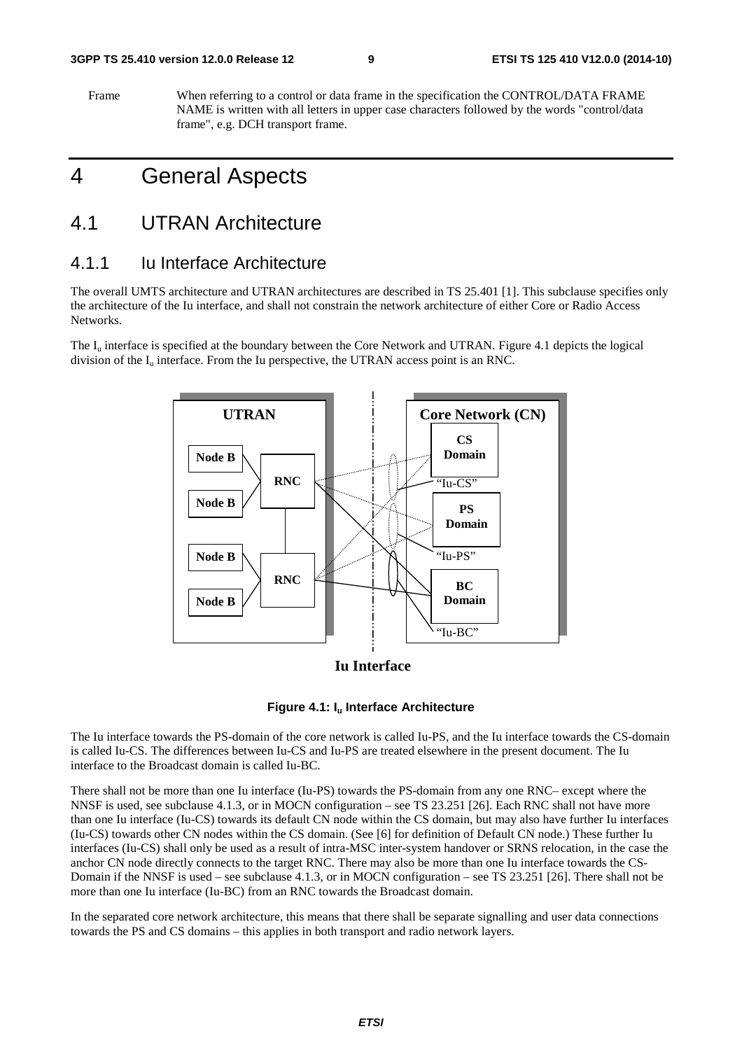Frame When referring to a control or data frame in the specification the CONTROL/DATA FRAME NAME is written with all letters in upper case characters followed by the words "control/data frame", e.g. DCH transport frame.

# 4 General Aspects

## 4.1 UTRAN Architecture

### 4.1.1 Iu Interface Architecture

The overall UMTS architecture and UTRAN architectures are described in TS 25.401 [1]. This subclause specifies only the architecture of the Iu interface, and shall not constrain the network architecture of either Core or Radio Access Networks.

The $I_u$ interface is specified at the boundary between the Core Network and UTRAN. Figure 4.1 depicts the logical division of the $I_u$ interface. From the Iu perspective, the UTRAN access point is an RNC.

**Figure 4.1: $I_u$ Interface Architecture**

The Iu interface towards the PS-domain of the core network is called Iu-PS, and the Iu interface towards the CS-domain is called Iu-CS. The differences between Iu-CS and Iu-PS are treated elsewhere in the present document. The Iu interface to the Broadcast domain is called Iu-BC.

There shall not be more than one Iu interface (Iu-PS) towards the PS-domain from any one RNC– except where the NNSF is used, see subclause 4.1.3, or in MOCN configuration – see TS 23.251 [26]. Each RNC shall not have more than one Iu interface (Iu-CS) towards its default CN node within the CS domain, but may also have further Iu interfaces (Iu-CS) towards other CN nodes within the CS domain. (See [6] for definition of Default CN node.) These further Iu interfaces (Iu-CS) shall only be used as a result of intra-MSC inter-system handover or SRNS relocation, in the case the anchor CN node directly connects to the target RNC. There may also be more than one Iu interface towards the CS-Domain if the NNSF is used – see subclause 4.1.3, or in MOCN configuration – see TS 23.251 [26]. There shall not be more than one Iu interface (Iu-BC) from an RNC towards the Broadcast domain.

In the separated core network architecture, this means that there shall be separate signalling and user data connections towards the PS and CS domains – this applies in both transport and radio network layers.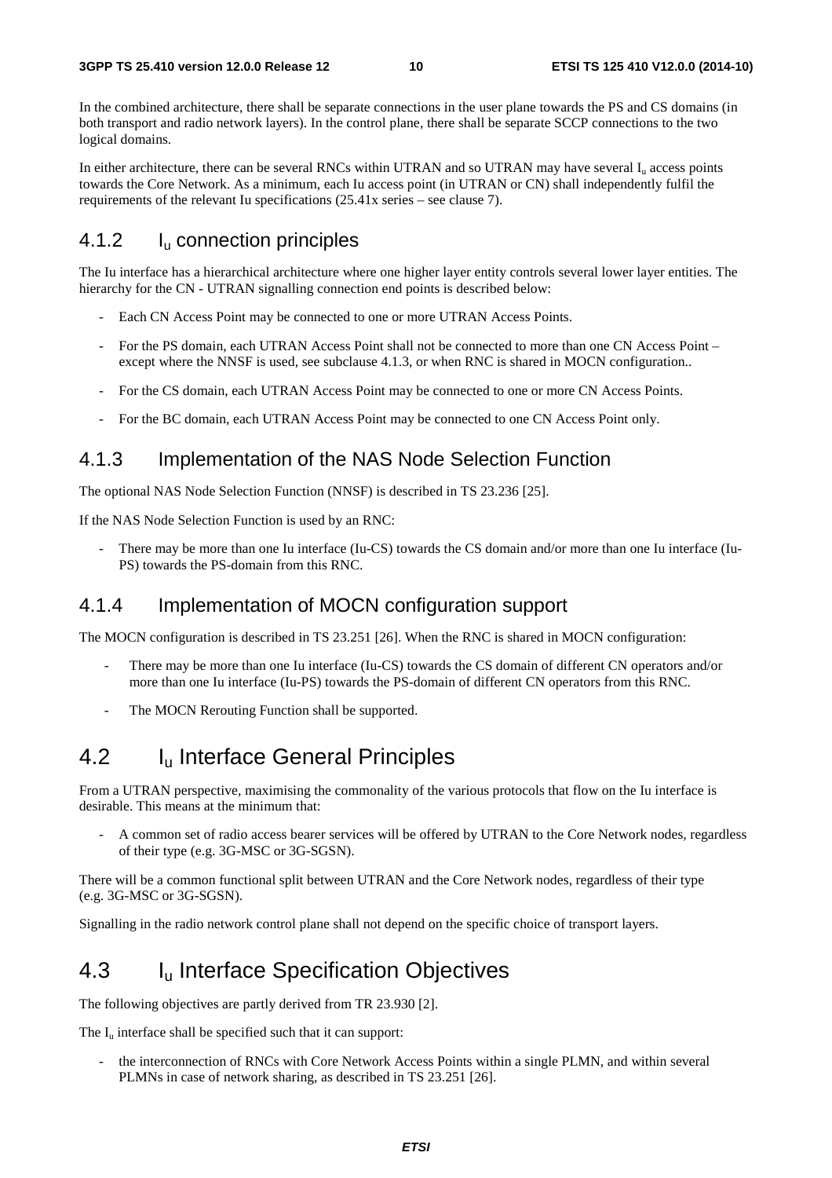In the combined architecture, there shall be separate connections in the user plane towards the PS and CS domains (in both transport and radio network layers). In the control plane, there shall be separate SCCP connections to the two logical domains.

In either architecture, there can be several RNCs within UTRAN and so UTRAN may have several $I_u$ access points towards the Core Network. As a minimum, each Iu access point (in UTRAN or CN) shall independently fulfil the requirements of the relevant Iu specifications (25.41x series – see clause 7).

### 4.1.2 $I_u$ connection principles

The Iu interface has a hierarchical architecture where one higher layer entity controls several lower layer entities. The hierarchy for the CN - UTRAN signalling connection end points is described below:

- Each CN Access Point may be connected to one or more UTRAN Access Points.
- For the PS domain, each UTRAN Access Point shall not be connected to more than one CN Access Point – except where the NNSF is used, see subclause 4.1.3, or when RNC is shared in MOCN configuration..
- For the CS domain, each UTRAN Access Point may be connected to one or more CN Access Points.
- For the BC domain, each UTRAN Access Point may be connected to one CN Access Point only.

### 4.1.3 Implementation of the NAS Node Selection Function

The optional NAS Node Selection Function (NNSF) is described in TS 23.236 [25].

If the NAS Node Selection Function is used by an RNC:

- There may be more than one Iu interface (Iu-CS) towards the CS domain and/or more than one Iu interface (Iu-PS) towards the PS-domain from this RNC.

### 4.1.4 Implementation of MOCN configuration support

The MOCN configuration is described in TS 23.251 [26]. When the RNC is shared in MOCN configuration:

- There may be more than one Iu interface (Iu-CS) towards the CS domain of different CN operators and/or more than one Iu interface (Iu-PS) towards the PS-domain of different CN operators from this RNC.
- The MOCN Rerouting Function shall be supported.

## 4.2 $I_u$ Interface General Principles

From a UTRAN perspective, maximising the commonality of the various protocols that flow on the Iu interface is desirable. This means at the minimum that:

- A common set of radio access bearer services will be offered by UTRAN to the Core Network nodes, regardless of their type (e.g. 3G-MSC or 3G-SGSN).

There will be a common functional split between UTRAN and the Core Network nodes, regardless of their type (e.g. 3G-MSC or 3G-SGSN).

Signalling in the radio network control plane shall not depend on the specific choice of transport layers.

## 4.3 $I_u$ Interface Specification Objectives

The following objectives are partly derived from TR 23.930 [2].

The $I_u$ interface shall be specified such that it can support:

- the interconnection of RNCs with Core Network Access Points within a single PLMN, and within several PLMNs in case of network sharing, as described in TS 23.251 [26].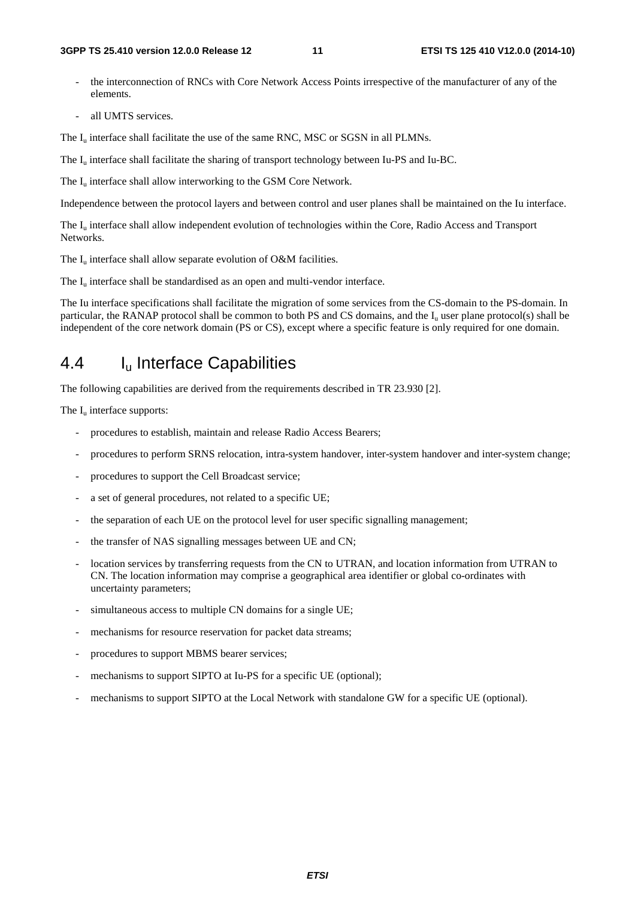- the interconnection of RNCs with Core Network Access Points irrespective of the manufacturer of any of the elements.
- all UMTS services.

The $I_u$ interface shall facilitate the use of the same RNC, MSC or SGSN in all PLMNs.

The $I_u$ interface shall facilitate the sharing of transport technology between Iu-PS and Iu-BC.

The $I_u$ interface shall allow interworking to the GSM Core Network.

Independence between the protocol layers and between control and user planes shall be maintained on the Iu interface.

The $I_u$ interface shall allow independent evolution of technologies within the Core, Radio Access and Transport Networks.

The $I_u$ interface shall allow separate evolution of O&M facilities.

The $I_u$ interface shall be standardised as an open and multi-vendor interface.

The Iu interface specifications shall facilitate the migration of some services from the CS-domain to the PS-domain. In particular, the RANAP protocol shall be common to both PS and CS domains, and the $I_u$ user plane protocol(s) shall be independent of the core network domain (PS or CS), except where a specific feature is only required for one domain.

# 4.4 $I_u$ Interface Capabilities

The following capabilities are derived from the requirements described in TR 23.930 [2].

The $I_u$ interface supports:

- procedures to establish, maintain and release Radio Access Bearers;
- procedures to perform SRNS relocation, intra-system handover, inter-system handover and inter-system change;
- procedures to support the Cell Broadcast service;
- a set of general procedures, not related to a specific UE;
- the separation of each UE on the protocol level for user specific signalling management;
- the transfer of NAS signalling messages between UE and CN;
- location services by transferring requests from the CN to UTRAN, and location information from UTRAN to CN. The location information may comprise a geographical area identifier or global co-ordinates with uncertainty parameters;
- simultaneous access to multiple CN domains for a single UE;
- mechanisms for resource reservation for packet data streams;
- procedures to support MBMS bearer services;
- mechanisms to support SIPTO at Iu-PS for a specific UE (optional);
- mechanisms to support SIPTO at the Local Network with standalone GW for a specific UE (optional).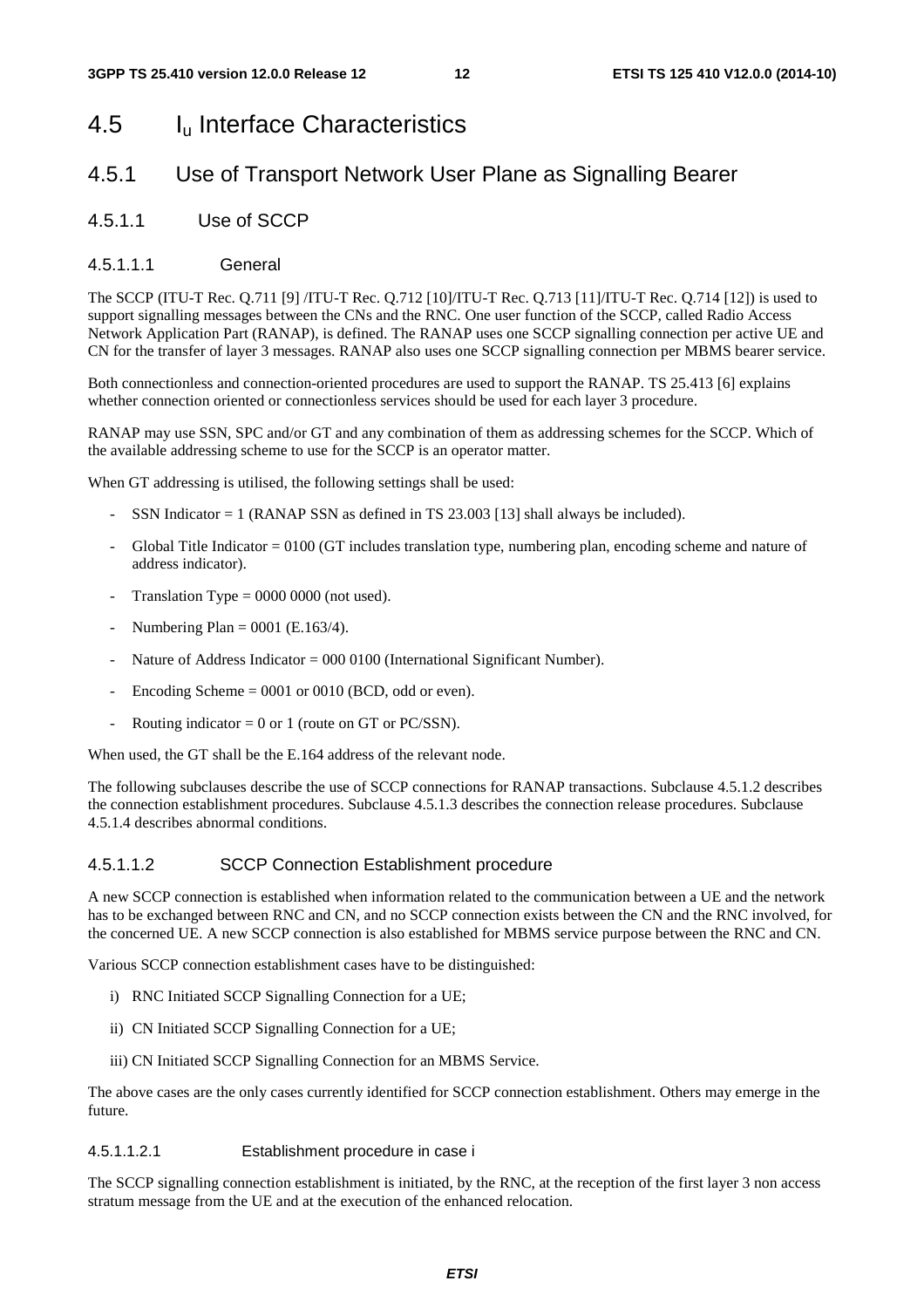# 4.5 $I_u$ Interface Characteristics

## 4.5.1 Use of Transport Network User Plane as Signalling Bearer

### 4.5.1.1 Use of SCCP

#### 4.5.1.1.1 General

The SCCP (ITU-T Rec. Q.711 [9] /ITU-T Rec. Q.712 [10]/ITU-T Rec. Q.713 [11]/ITU-T Rec. Q.714 [12]) is used to support signalling messages between the CNs and the RNC. One user function of the SCCP, called Radio Access Network Application Part (RANAP), is defined. The RANAP uses one SCCP signalling connection per active UE and CN for the transfer of layer 3 messages. RANAP also uses one SCCP signalling connection per MBMS bearer service.

Both connectionless and connection-oriented procedures are used to support the RANAP. TS 25.413 [6] explains whether connection oriented or connectionless services should be used for each layer 3 procedure.

RANAP may use SSN, SPC and/or GT and any combination of them as addressing schemes for the SCCP. Which of the available addressing scheme to use for the SCCP is an operator matter.

When GT addressing is utilised, the following settings shall be used:

- SSN Indicator = 1 (RANAP SSN as defined in TS 23.003 [13] shall always be included).
- Global Title Indicator = 0100 (GT includes translation type, numbering plan, encoding scheme and nature of address indicator).
- Translation Type = 0000 0000 (not used).
- Numbering Plan = 0001 (E.163/4).
- Nature of Address Indicator = 000 0100 (International Significant Number).
- Encoding Scheme = 0001 or 0010 (BCD, odd or even).
- Routing indicator = 0 or 1 (route on GT or PC/SSN).

When used, the GT shall be the E.164 address of the relevant node.

The following subclauses describe the use of SCCP connections for RANAP transactions. Subclause 4.5.1.2 describes the connection establishment procedures. Subclause 4.5.1.3 describes the connection release procedures. Subclause 4.5.1.4 describes abnormal conditions.

#### 4.5.1.1.2 SCCP Connection Establishment procedure

A new SCCP connection is established when information related to the communication between a UE and the network has to be exchanged between RNC and CN, and no SCCP connection exists between the CN and the RNC involved, for the concerned UE. A new SCCP connection is also established for MBMS service purpose between the RNC and CN.

Various SCCP connection establishment cases have to be distinguished:

i) RNC Initiated SCCP Signalling Connection for a UE;

ii) CN Initiated SCCP Signalling Connection for a UE;

iii) CN Initiated SCCP Signalling Connection for an MBMS Service.

The above cases are the only cases currently identified for SCCP connection establishment. Others may emerge in the future.

##### 4.5.1.1.2.1 Establishment procedure in case i

The SCCP signalling connection establishment is initiated, by the RNC, at the reception of the first layer 3 non access stratum message from the UE and at the execution of the enhanced relocation.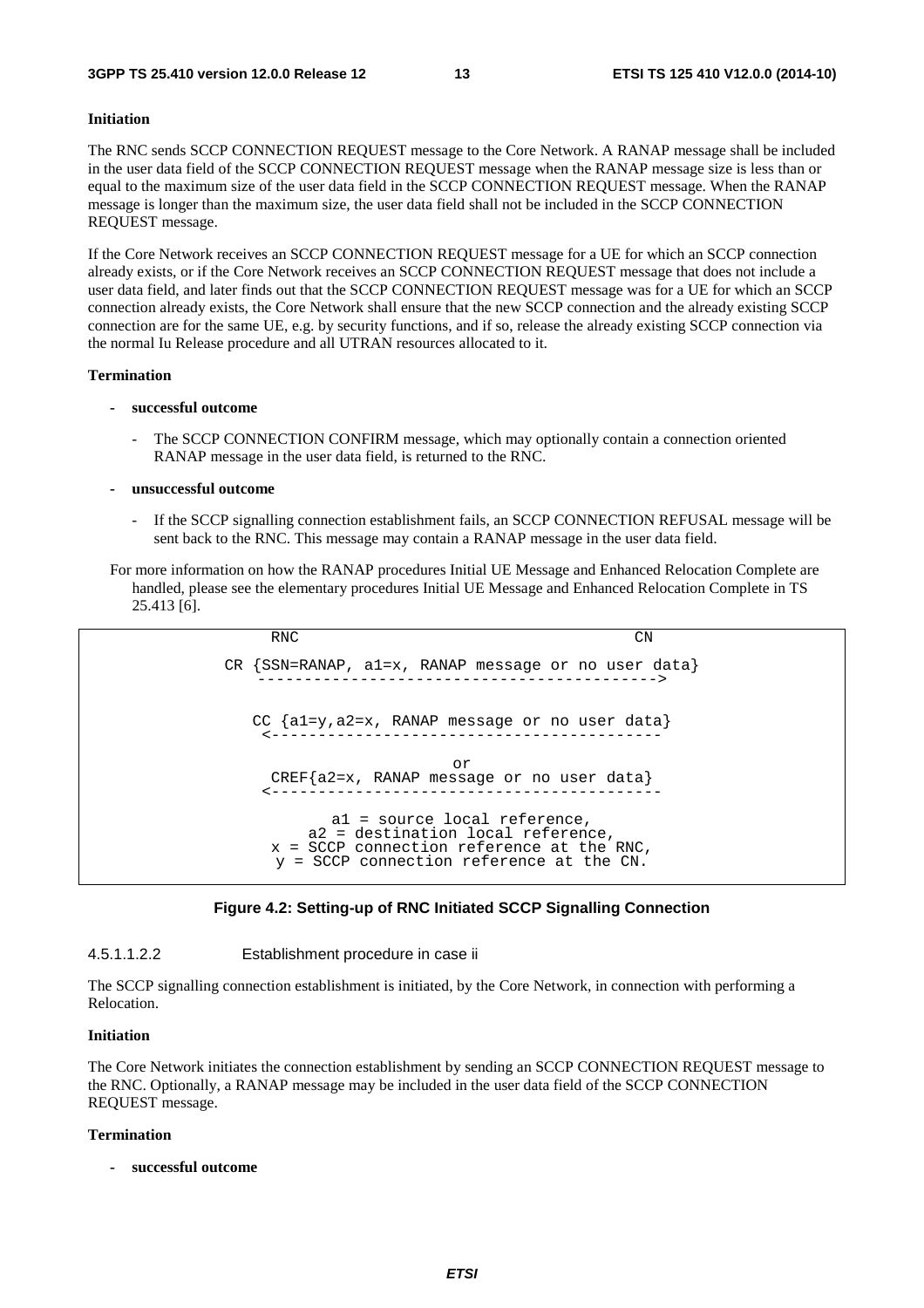**Initiation**

The RNC sends SCCP CONNECTION REQUEST message to the Core Network. A RANAP message shall be included in the user data field of the SCCP CONNECTION REQUEST message when the RANAP message size is less than or equal to the maximum size of the user data field in the SCCP CONNECTION REQUEST message. When the RANAP message is longer than the maximum size, the user data field shall not be included in the SCCP CONNECTION REQUEST message.

If the Core Network receives an SCCP CONNECTION REQUEST message for a UE for which an SCCP connection already exists, or if the Core Network receives an SCCP CONNECTION REQUEST message that does not include a user data field, and later finds out that the SCCP CONNECTION REQUEST message was for a UE for which an SCCP connection already exists, the Core Network shall ensure that the new SCCP connection and the already existing SCCP connection are for the same UE, e.g. by security functions, and if so, release the already existing SCCP connection via the normal Iu Release procedure and all UTRAN resources allocated to it.

**Termination**

- **successful outcome**
  - The SCCP CONNECTION CONFIRM message, which may optionally contain a connection oriented RANAP message in the user data field, is returned to the RNC.
- **unsuccessful outcome**
  - If the SCCP signalling connection establishment fails, an SCCP CONNECTION REFUSAL message will be sent back to the RNC. This message may contain a RANAP message in the user data field.

For more information on how the RANAP procedures Initial UE Message and Enhanced Relocation Complete are handled, please see the elementary procedures Initial UE Message and Enhanced Relocation Complete in TS 25.413 [6].

```
              RNC                                        CN

        CR {SSN=RANAP, a1=x, RANAP message or no user data}
           ------------------------------------------------>

           CC {a1=y,a2=x, RANAP message or no user data}
            <-----------------------------------------------

                                 or
             CREF{a2=x, RANAP message or no user data}
            <-----------------------------------------------

                    a1 = source local reference,
                 a2 = destination local reference,
             x = SCCP connection reference at the RNC,
              y = SCCP connection reference at the CN.
```

**Figure 4.2: Setting-up of RNC Initiated SCCP Signalling Connection**

4.5.1.1.2.2 Establishment procedure in case ii

The SCCP signalling connection establishment is initiated, by the Core Network, in connection with performing a Relocation.

**Initiation**

The Core Network initiates the connection establishment by sending an SCCP CONNECTION REQUEST message to the RNC. Optionally, a RANAP message may be included in the user data field of the SCCP CONNECTION REQUEST message.

**Termination**

- **successful outcome**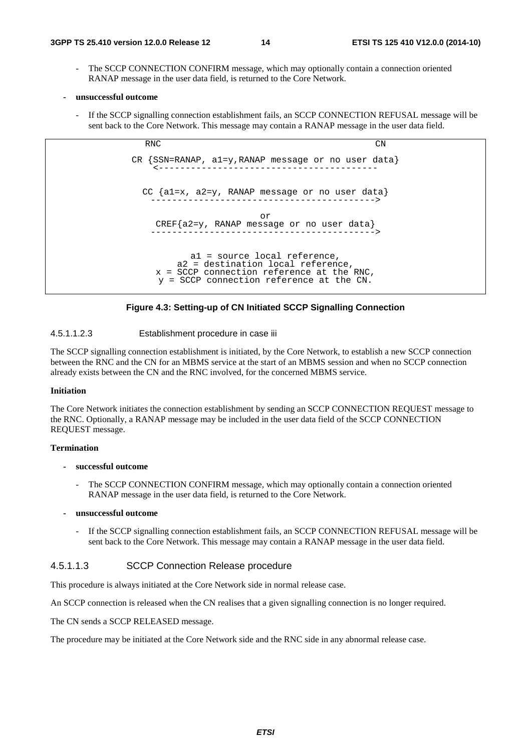- The SCCP CONNECTION CONFIRM message, which may optionally contain a connection oriented RANAP message in the user data field, is returned to the Core Network.

- **unsuccessful outcome**
  - If the SCCP signalling connection establishment fails, an SCCP CONNECTION REFUSAL message will be sent back to the Core Network. This message may contain a RANAP message in the user data field.

```
        RNC                                          CN

     CR {SSN=RANAP, a1=y,RANAP message or no user data}
          <------------------------------------------

       CC {a1=x, a2=y, RANAP message or no user data}
         ------------------------------------------>

                             or
         CREF{a2=y, RANAP message or no user data}
         ------------------------------------------>


                a1 = source local reference,
             a2 = destination local reference,
          x = SCCP connection reference at the RNC,
           y = SCCP connection reference at the CN.
```

**Figure 4.3: Setting-up of CN Initiated SCCP Signalling Connection**

#### 4.5.1.1.2.3 Establishment procedure in case iii

The SCCP signalling connection establishment is initiated, by the Core Network, to establish a new SCCP connection between the RNC and the CN for an MBMS service at the start of an MBMS session and when no SCCP connection already exists between the CN and the RNC involved, for the concerned MBMS service.

**Initiation**

The Core Network initiates the connection establishment by sending an SCCP CONNECTION REQUEST message to the RNC. Optionally, a RANAP message may be included in the user data field of the SCCP CONNECTION REQUEST message.

**Termination**

- **successful outcome**
  - The SCCP CONNECTION CONFIRM message, which may optionally contain a connection oriented RANAP message in the user data field, is returned to the Core Network.
- **unsuccessful outcome**
  - If the SCCP signalling connection establishment fails, an SCCP CONNECTION REFUSAL message will be sent back to the Core Network. This message may contain a RANAP message in the user data field.

#### 4.5.1.1.3 SCCP Connection Release procedure

This procedure is always initiated at the Core Network side in normal release case.

An SCCP connection is released when the CN realises that a given signalling connection is no longer required.

The CN sends a SCCP RELEASED message.

The procedure may be initiated at the Core Network side and the RNC side in any abnormal release case.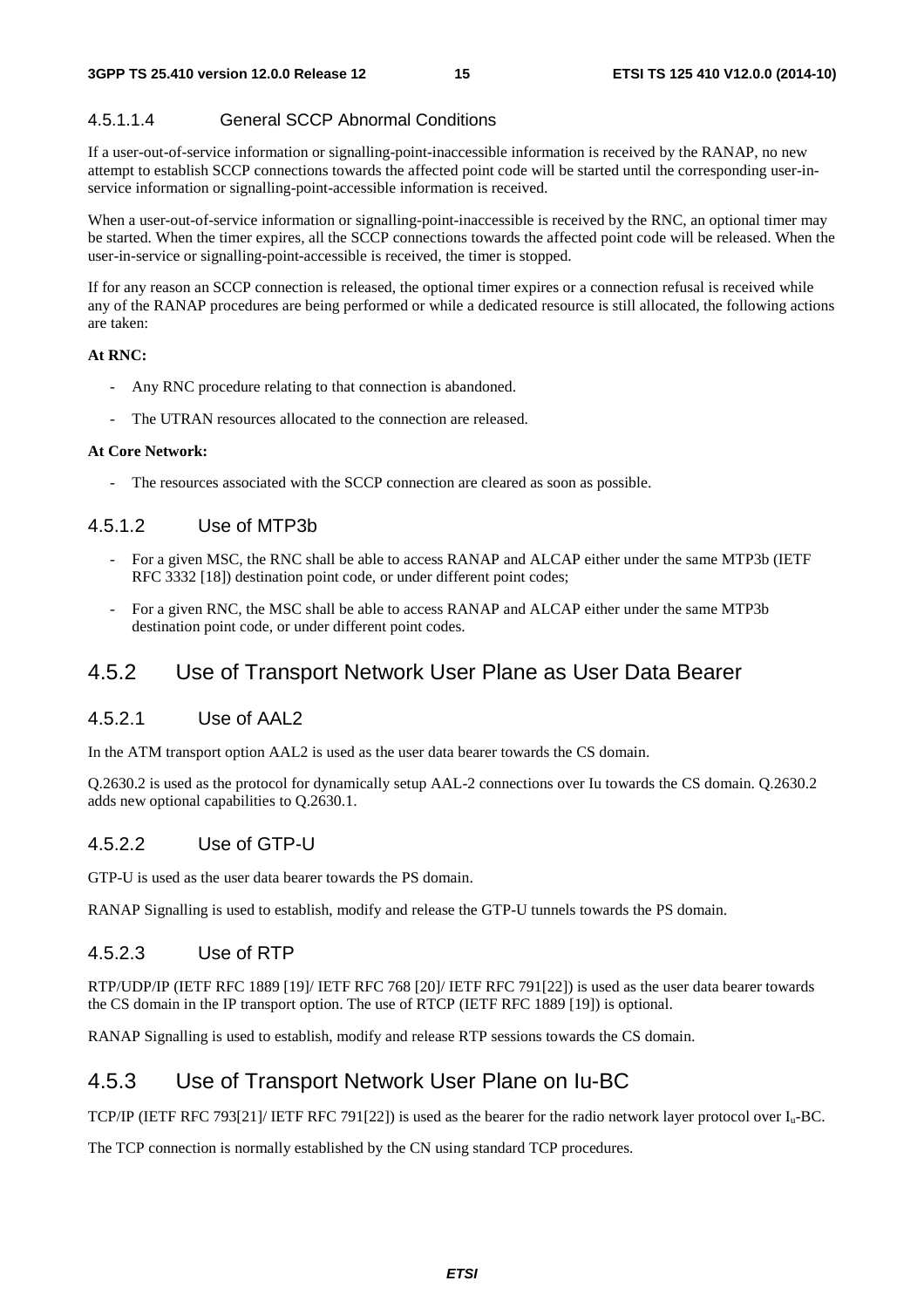#### 4.5.1.1.4 General SCCP Abnormal Conditions

If a user-out-of-service information or signalling-point-inaccessible information is received by the RANAP, no new attempt to establish SCCP connections towards the affected point code will be started until the corresponding user-in-service information or signalling-point-accessible information is received.

When a user-out-of-service information or signalling-point-inaccessible is received by the RNC, an optional timer may be started. When the timer expires, all the SCCP connections towards the affected point code will be released. When the user-in-service or signalling-point-accessible is received, the timer is stopped.

If for any reason an SCCP connection is released, the optional timer expires or a connection refusal is received while any of the RANAP procedures are being performed or while a dedicated resource is still allocated, the following actions are taken:

**At RNC:**

- Any RNC procedure relating to that connection is abandoned.
- The UTRAN resources allocated to the connection are released.

**At Core Network:**

- The resources associated with the SCCP connection are cleared as soon as possible.

### 4.5.1.2 Use of MTP3b

- For a given MSC, the RNC shall be able to access RANAP and ALCAP either under the same MTP3b (IETF RFC 3332 [18]) destination point code, or under different point codes;
- For a given RNC, the MSC shall be able to access RANAP and ALCAP either under the same MTP3b destination point code, or under different point codes.

## 4.5.2 Use of Transport Network User Plane as User Data Bearer

### 4.5.2.1 Use of AAL2

In the ATM transport option AAL2 is used as the user data bearer towards the CS domain.

Q.2630.2 is used as the protocol for dynamically setup AAL-2 connections over Iu towards the CS domain. Q.2630.2 adds new optional capabilities to Q.2630.1.

### 4.5.2.2 Use of GTP-U

GTP-U is used as the user data bearer towards the PS domain.

RANAP Signalling is used to establish, modify and release the GTP-U tunnels towards the PS domain.

### 4.5.2.3 Use of RTP

RTP/UDP/IP (IETF RFC 1889 [19]/ IETF RFC 768 [20]/ IETF RFC 791[22]) is used as the user data bearer towards the CS domain in the IP transport option. The use of RTCP (IETF RFC 1889 [19]) is optional.

RANAP Signalling is used to establish, modify and release RTP sessions towards the CS domain.

## 4.5.3 Use of Transport Network User Plane on Iu-BC

TCP/IP (IETF RFC 793[21]/ IETF RFC 791[22]) is used as the bearer for the radio network layer protocol over $I_u$-BC.

The TCP connection is normally established by the CN using standard TCP procedures.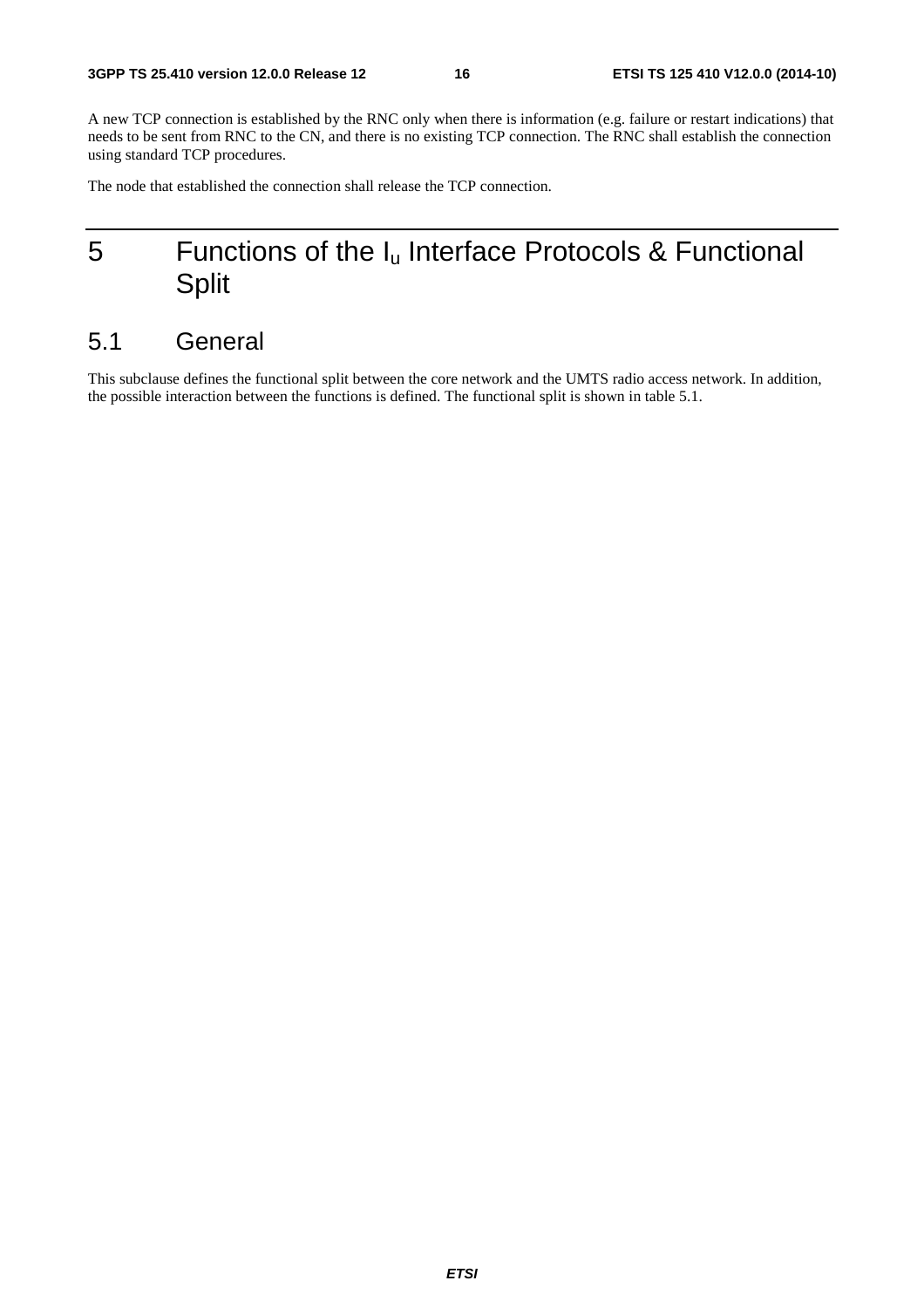A new TCP connection is established by the RNC only when there is information (e.g. failure or restart indications) that needs to be sent from RNC to the CN, and there is no existing TCP connection. The RNC shall establish the connection using standard TCP procedures.

The node that established the connection shall release the TCP connection.

# 5 Functions of the $I_u$ Interface Protocols & Functional Split

## 5.1 General

This subclause defines the functional split between the core network and the UMTS radio access network. In addition, the possible interaction between the functions is defined. The functional split is shown in table 5.1.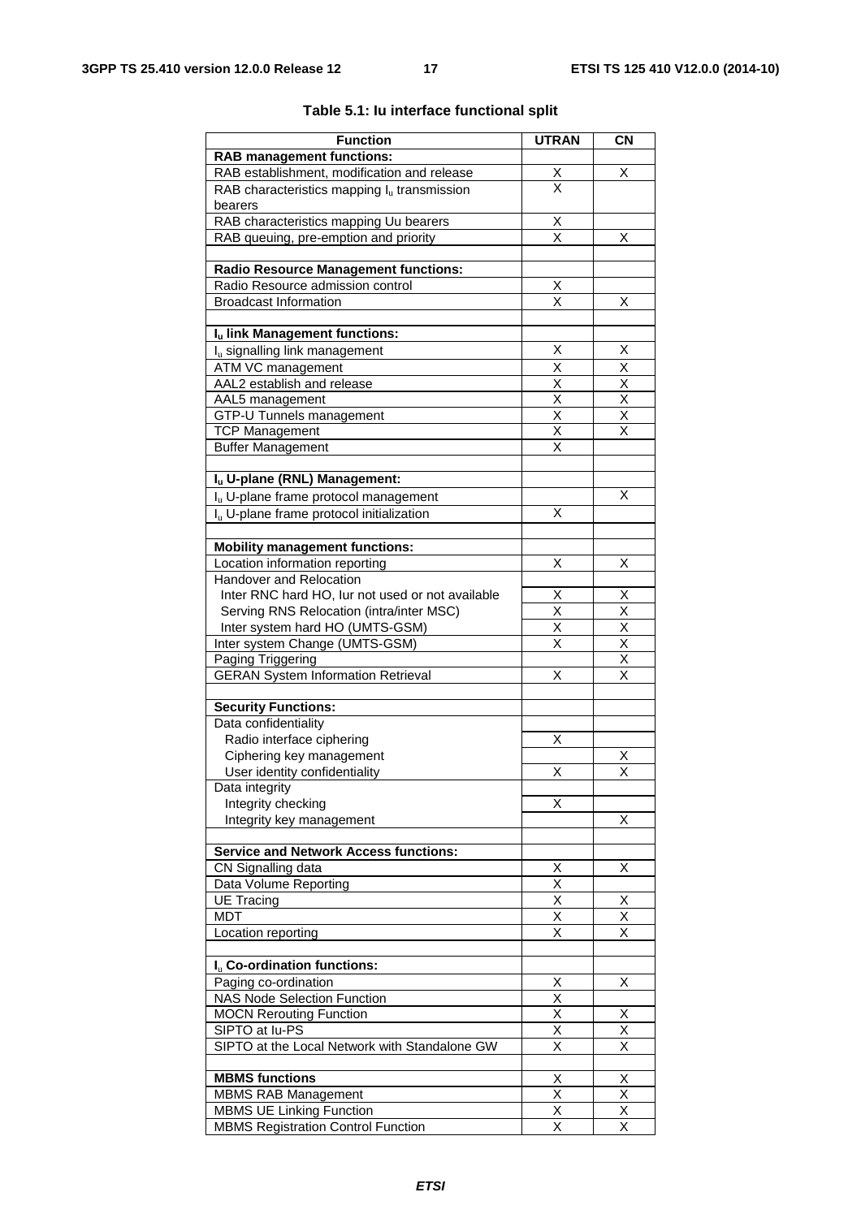**Table 5.1: Iu interface functional split**

| Function | UTRAN | CN |
|---|---|---|
| **RAB management functions:** | | |
| RAB establishment, modification and release | X | X |
| RAB characteristics mapping $I_u$ transmission bearers | X | |
| RAB characteristics mapping Uu bearers | X | |
| RAB queuing, pre-emption and priority | X | X |
| | | |
| **Radio Resource Management functions:** | | |
| Radio Resource admission control | X | |
| Broadcast Information | X | X |
| | | |
| **$I_u$ link Management functions:** | | |
| $I_u$ signalling link management | X | X |
| ATM VC management | X | X |
| AAL2 establish and release | X | X |
| AAL5 management | X | X |
| GTP-U Tunnels management | X | X |
| TCP Management | X | X |
| Buffer Management | X | |
| | | |
| **$I_u$ U-plane (RNL) Management:** | | |
| $I_u$ U-plane frame protocol management | | X |
| $I_u$ U-plane frame protocol initialization | X | |
| | | |
| **Mobility management functions:** | | |
| Location information reporting | X | X |
| Handover and Relocation | | |
| Inter RNC hard HO, Iur not used or not available | X | X |
| Serving RNS Relocation (intra/inter MSC) | X | X |
| Inter system hard HO (UMTS-GSM) | X | X |
| Inter system Change (UMTS-GSM) | X | X |
| Paging Triggering | | X |
| GERAN System Information Retrieval | X | X |
| | | |
| **Security Functions:** | | |
| Data confidentiality | | |
| Radio interface ciphering | X | |
| Ciphering key management | | X |
| User identity confidentiality | X | X |
| Data integrity | | |
| Integrity checking | X | |
| Integrity key management | | X |
| | | |
| **Service and Network Access functions:** | | |
| CN Signalling data | X | X |
| Data Volume Reporting | X | |
| UE Tracing | X | X |
| MDT | X | X |
| Location reporting | X | X |
| | | |
| **$I_u$ Co-ordination functions:** | | |
| Paging co-ordination | X | X |
| NAS Node Selection Function | X | |
| MOCN Rerouting Function | X | X |
| SIPTO at Iu-PS | X | X |
| SIPTO at the Local Network with Standalone GW | X | X |
| | | |
| **MBMS functions** | X | X |
| MBMS RAB Management | X | X |
| MBMS UE Linking Function | X | X |
| MBMS Registration Control Function | X | X |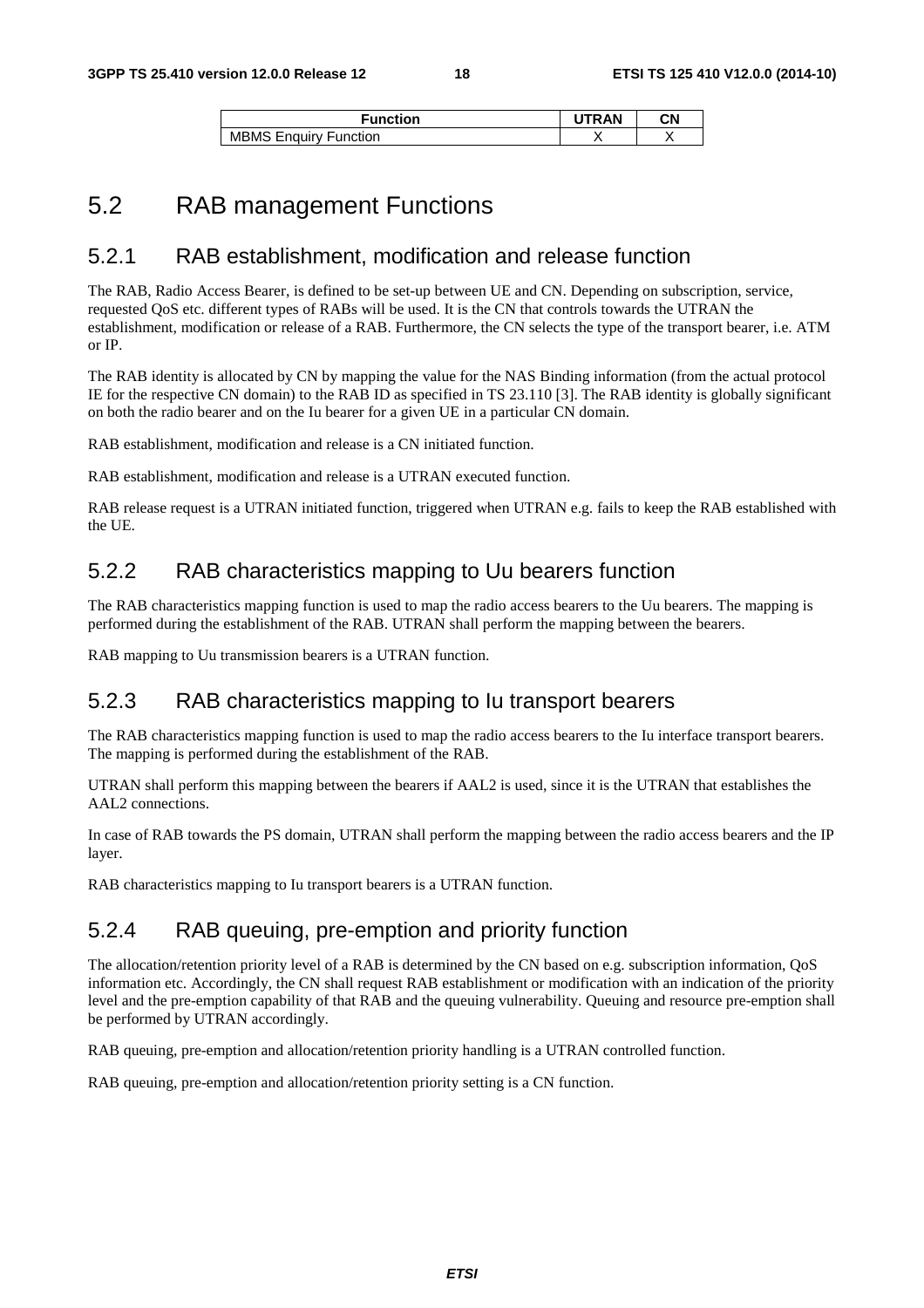| Function | UTRAN | CN |
|---|---|---|
| MBMS Enquiry Function | X | X |

## 5.2 RAB management Functions

### 5.2.1 RAB establishment, modification and release function

The RAB, Radio Access Bearer, is defined to be set-up between UE and CN. Depending on subscription, service, requested QoS etc. different types of RABs will be used. It is the CN that controls towards the UTRAN the establishment, modification or release of a RAB. Furthermore, the CN selects the type of the transport bearer, i.e. ATM or IP.

The RAB identity is allocated by CN by mapping the value for the NAS Binding information (from the actual protocol IE for the respective CN domain) to the RAB ID as specified in TS 23.110 [3]. The RAB identity is globally significant on both the radio bearer and on the Iu bearer for a given UE in a particular CN domain.

RAB establishment, modification and release is a CN initiated function.

RAB establishment, modification and release is a UTRAN executed function.

RAB release request is a UTRAN initiated function, triggered when UTRAN e.g. fails to keep the RAB established with the UE.

### 5.2.2 RAB characteristics mapping to Uu bearers function

The RAB characteristics mapping function is used to map the radio access bearers to the Uu bearers. The mapping is performed during the establishment of the RAB. UTRAN shall perform the mapping between the bearers.

RAB mapping to Uu transmission bearers is a UTRAN function.

### 5.2.3 RAB characteristics mapping to Iu transport bearers

The RAB characteristics mapping function is used to map the radio access bearers to the Iu interface transport bearers. The mapping is performed during the establishment of the RAB.

UTRAN shall perform this mapping between the bearers if AAL2 is used, since it is the UTRAN that establishes the AAL2 connections.

In case of RAB towards the PS domain, UTRAN shall perform the mapping between the radio access bearers and the IP layer.

RAB characteristics mapping to Iu transport bearers is a UTRAN function.

### 5.2.4 RAB queuing, pre-emption and priority function

The allocation/retention priority level of a RAB is determined by the CN based on e.g. subscription information, QoS information etc. Accordingly, the CN shall request RAB establishment or modification with an indication of the priority level and the pre-emption capability of that RAB and the queuing vulnerability. Queuing and resource pre-emption shall be performed by UTRAN accordingly.

RAB queuing, pre-emption and allocation/retention priority handling is a UTRAN controlled function.

RAB queuing, pre-emption and allocation/retention priority setting is a CN function.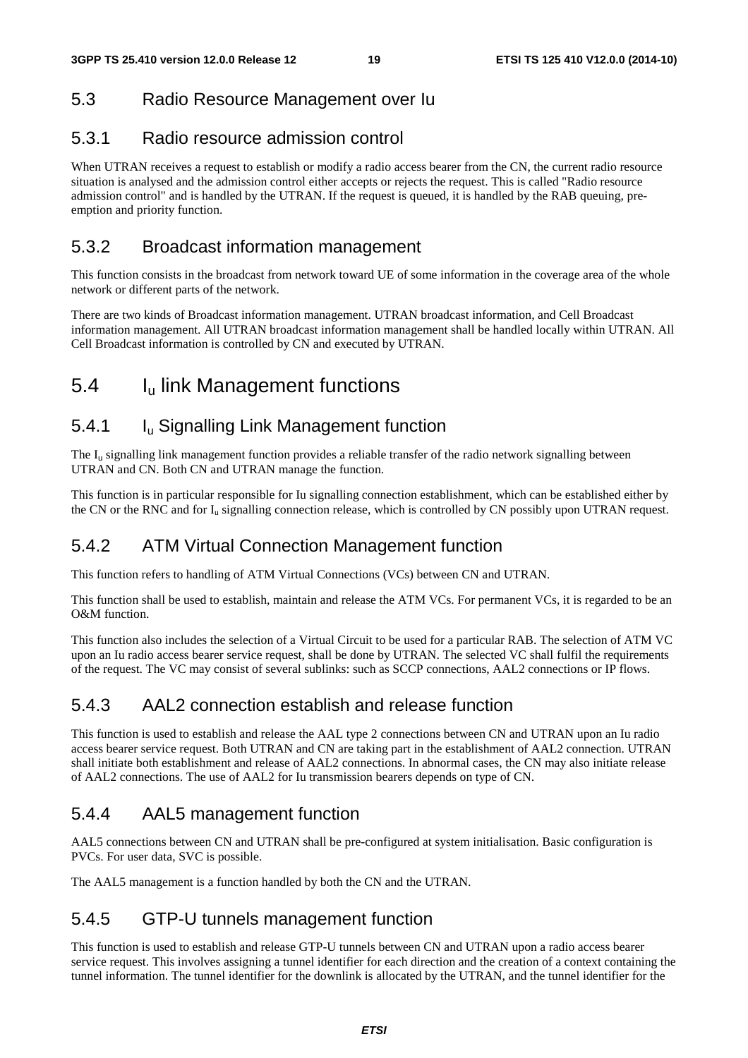## 5.3 Radio Resource Management over Iu

### 5.3.1 Radio resource admission control

When UTRAN receives a request to establish or modify a radio access bearer from the CN, the current radio resource situation is analysed and the admission control either accepts or rejects the request. This is called "Radio resource admission control" and is handled by the UTRAN. If the request is queued, it is handled by the RAB queuing, pre-emption and priority function.

### 5.3.2 Broadcast information management

This function consists in the broadcast from network toward UE of some information in the coverage area of the whole network or different parts of the network.

There are two kinds of Broadcast information management. UTRAN broadcast information, and Cell Broadcast information management. All UTRAN broadcast information management shall be handled locally within UTRAN. All Cell Broadcast information is controlled by CN and executed by UTRAN.

## 5.4 $I_u$ link Management functions

### 5.4.1 $I_u$ Signalling Link Management function

The $I_u$ signalling link management function provides a reliable transfer of the radio network signalling between UTRAN and CN. Both CN and UTRAN manage the function.

This function is in particular responsible for Iu signalling connection establishment, which can be established either by the CN or the RNC and for $I_u$ signalling connection release, which is controlled by CN possibly upon UTRAN request.

### 5.4.2 ATM Virtual Connection Management function

This function refers to handling of ATM Virtual Connections (VCs) between CN and UTRAN.

This function shall be used to establish, maintain and release the ATM VCs. For permanent VCs, it is regarded to be an O&M function.

This function also includes the selection of a Virtual Circuit to be used for a particular RAB. The selection of ATM VC upon an Iu radio access bearer service request, shall be done by UTRAN. The selected VC shall fulfil the requirements of the request. The VC may consist of several sublinks: such as SCCP connections, AAL2 connections or IP flows.

### 5.4.3 AAL2 connection establish and release function

This function is used to establish and release the AAL type 2 connections between CN and UTRAN upon an Iu radio access bearer service request. Both UTRAN and CN are taking part in the establishment of AAL2 connection. UTRAN shall initiate both establishment and release of AAL2 connections. In abnormal cases, the CN may also initiate release of AAL2 connections. The use of AAL2 for Iu transmission bearers depends on type of CN.

### 5.4.4 AAL5 management function

AAL5 connections between CN and UTRAN shall be pre-configured at system initialisation. Basic configuration is PVCs. For user data, SVC is possible.

The AAL5 management is a function handled by both the CN and the UTRAN.

### 5.4.5 GTP-U tunnels management function

This function is used to establish and release GTP-U tunnels between CN and UTRAN upon a radio access bearer service request. This involves assigning a tunnel identifier for each direction and the creation of a context containing the tunnel information. The tunnel identifier for the downlink is allocated by the UTRAN, and the tunnel identifier for the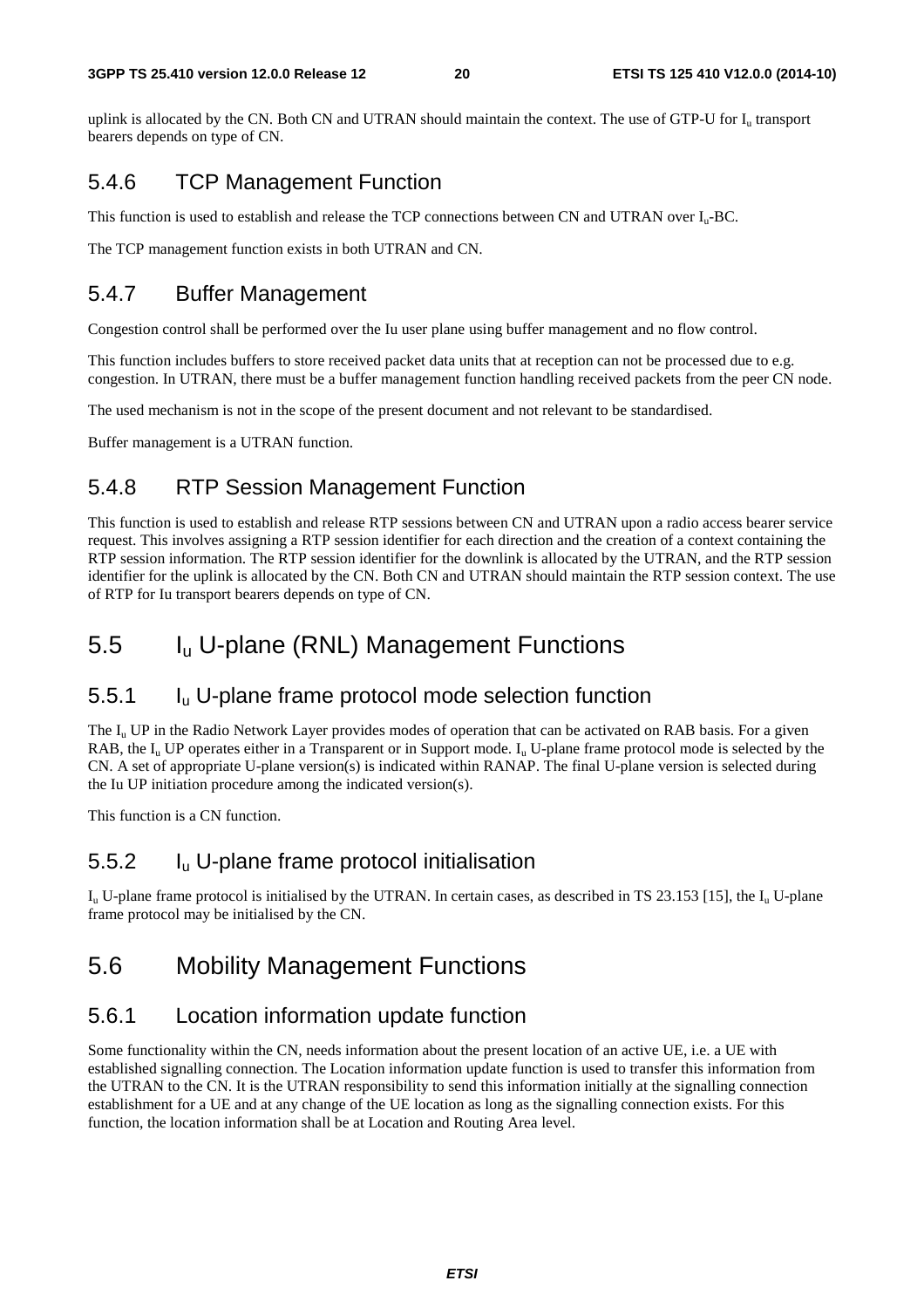uplink is allocated by the CN. Both CN and UTRAN should maintain the context. The use of GTP-U for $I_u$ transport bearers depends on type of CN.

### 5.4.6 TCP Management Function

This function is used to establish and release the TCP connections between CN and UTRAN over $I_u$-BC.

The TCP management function exists in both UTRAN and CN.

### 5.4.7 Buffer Management

Congestion control shall be performed over the Iu user plane using buffer management and no flow control.

This function includes buffers to store received packet data units that at reception can not be processed due to e.g. congestion. In UTRAN, there must be a buffer management function handling received packets from the peer CN node.

The used mechanism is not in the scope of the present document and not relevant to be standardised.

Buffer management is a UTRAN function.

### 5.4.8 RTP Session Management Function

This function is used to establish and release RTP sessions between CN and UTRAN upon a radio access bearer service request. This involves assigning a RTP session identifier for each direction and the creation of a context containing the RTP session information. The RTP session identifier for the downlink is allocated by the UTRAN, and the RTP session identifier for the uplink is allocated by the CN. Both CN and UTRAN should maintain the RTP session context. The use of RTP for Iu transport bearers depends on type of CN.

## 5.5 $I_u$ U-plane (RNL) Management Functions

### 5.5.1 $I_u$ U-plane frame protocol mode selection function

The $I_u$ UP in the Radio Network Layer provides modes of operation that can be activated on RAB basis. For a given RAB, the $I_u$ UP operates either in a Transparent or in Support mode. $I_u$ U-plane frame protocol mode is selected by the CN. A set of appropriate U-plane version(s) is indicated within RANAP. The final U-plane version is selected during the Iu UP initiation procedure among the indicated version(s).

This function is a CN function.

### 5.5.2 $I_u$ U-plane frame protocol initialisation

$I_u$ U-plane frame protocol is initialised by the UTRAN. In certain cases, as described in TS 23.153 [15], the $I_u$ U-plane frame protocol may be initialised by the CN.

## 5.6 Mobility Management Functions

### 5.6.1 Location information update function

Some functionality within the CN, needs information about the present location of an active UE, i.e. a UE with established signalling connection. The Location information update function is used to transfer this information from the UTRAN to the CN. It is the UTRAN responsibility to send this information initially at the signalling connection establishment for a UE and at any change of the UE location as long as the signalling connection exists. For this function, the location information shall be at Location and Routing Area level.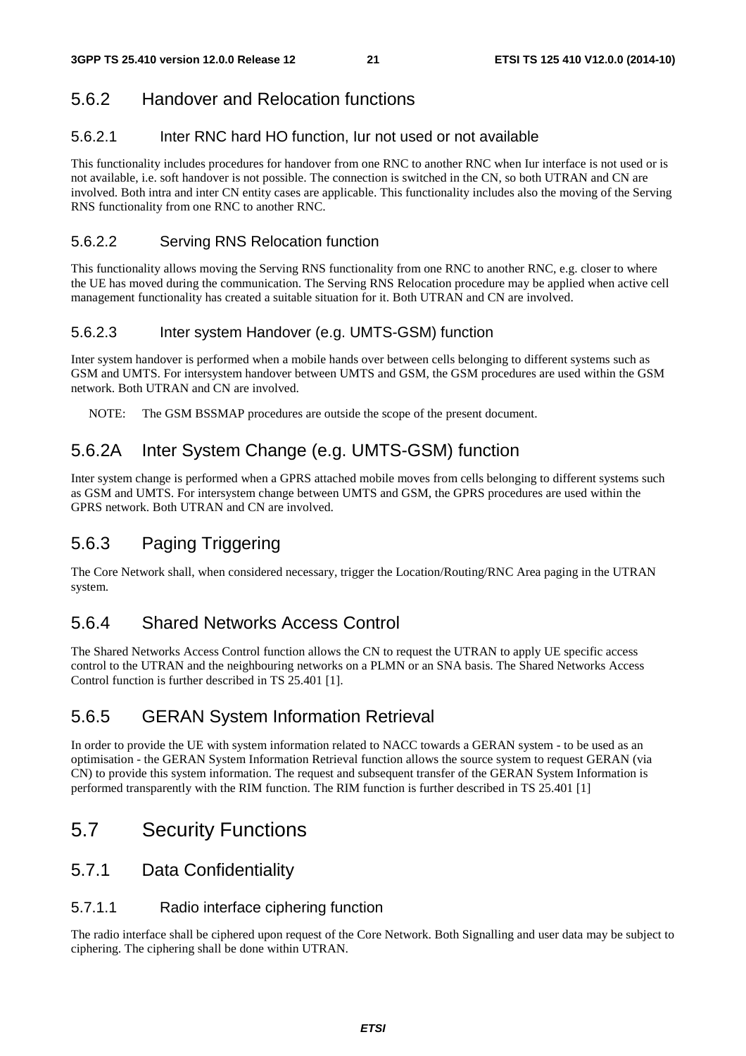### 5.6.2 Handover and Relocation functions

#### 5.6.2.1 Inter RNC hard HO function, Iur not used or not available

This functionality includes procedures for handover from one RNC to another RNC when Iur interface is not used or is not available, i.e. soft handover is not possible. The connection is switched in the CN, so both UTRAN and CN are involved. Both intra and inter CN entity cases are applicable. This functionality includes also the moving of the Serving RNS functionality from one RNC to another RNC.

#### 5.6.2.2 Serving RNS Relocation function

This functionality allows moving the Serving RNS functionality from one RNC to another RNC, e.g. closer to where the UE has moved during the communication. The Serving RNS Relocation procedure may be applied when active cell management functionality has created a suitable situation for it. Both UTRAN and CN are involved.

#### 5.6.2.3 Inter system Handover (e.g. UMTS-GSM) function

Inter system handover is performed when a mobile hands over between cells belonging to different systems such as GSM and UMTS. For intersystem handover between UMTS and GSM, the GSM procedures are used within the GSM network. Both UTRAN and CN are involved.

NOTE: The GSM BSSMAP procedures are outside the scope of the present document.

### 5.6.2A Inter System Change (e.g. UMTS-GSM) function

Inter system change is performed when a GPRS attached mobile moves from cells belonging to different systems such as GSM and UMTS. For intersystem change between UMTS and GSM, the GPRS procedures are used within the GPRS network. Both UTRAN and CN are involved.

### 5.6.3 Paging Triggering

The Core Network shall, when considered necessary, trigger the Location/Routing/RNC Area paging in the UTRAN system.

### 5.6.4 Shared Networks Access Control

The Shared Networks Access Control function allows the CN to request the UTRAN to apply UE specific access control to the UTRAN and the neighbouring networks on a PLMN or an SNA basis. The Shared Networks Access Control function is further described in TS 25.401 [1].

### 5.6.5 GERAN System Information Retrieval

In order to provide the UE with system information related to NACC towards a GERAN system - to be used as an optimisation - the GERAN System Information Retrieval function allows the source system to request GERAN (via CN) to provide this system information. The request and subsequent transfer of the GERAN System Information is performed transparently with the RIM function. The RIM function is further described in TS 25.401 [1]

## 5.7 Security Functions

### 5.7.1 Data Confidentiality

#### 5.7.1.1 Radio interface ciphering function

The radio interface shall be ciphered upon request of the Core Network. Both Signalling and user data may be subject to ciphering. The ciphering shall be done within UTRAN.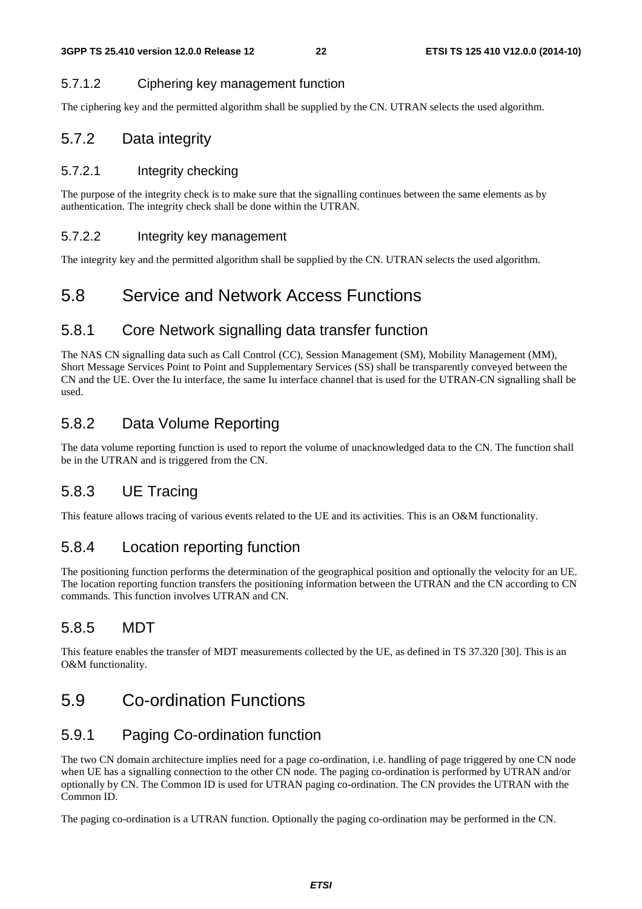#### 5.7.1.2 Ciphering key management function

The ciphering key and the permitted algorithm shall be supplied by the CN. UTRAN selects the used algorithm.

### 5.7.2 Data integrity

#### 5.7.2.1 Integrity checking

The purpose of the integrity check is to make sure that the signalling continues between the same elements as by authentication. The integrity check shall be done within the UTRAN.

#### 5.7.2.2 Integrity key management

The integrity key and the permitted algorithm shall be supplied by the CN. UTRAN selects the used algorithm.

## 5.8 Service and Network Access Functions

### 5.8.1 Core Network signalling data transfer function

The NAS CN signalling data such as Call Control (CC), Session Management (SM), Mobility Management (MM), Short Message Services Point to Point and Supplementary Services (SS) shall be transparently conveyed between the CN and the UE. Over the Iu interface, the same Iu interface channel that is used for the UTRAN-CN signalling shall be used.

### 5.8.2 Data Volume Reporting

The data volume reporting function is used to report the volume of unacknowledged data to the CN. The function shall be in the UTRAN and is triggered from the CN.

### 5.8.3 UE Tracing

This feature allows tracing of various events related to the UE and its activities. This is an O&M functionality.

### 5.8.4 Location reporting function

The positioning function performs the determination of the geographical position and optionally the velocity for an UE. The location reporting function transfers the positioning information between the UTRAN and the CN according to CN commands. This function involves UTRAN and CN.

### 5.8.5 MDT

This feature enables the transfer of MDT measurements collected by the UE, as defined in TS 37.320 [30]. This is an O&M functionality.

## 5.9 Co-ordination Functions

### 5.9.1 Paging Co-ordination function

The two CN domain architecture implies need for a page co-ordination, i.e. handling of page triggered by one CN node when UE has a signalling connection to the other CN node. The paging co-ordination is performed by UTRAN and/or optionally by CN. The Common ID is used for UTRAN paging co-ordination. The CN provides the UTRAN with the Common ID.

The paging co-ordination is a UTRAN function. Optionally the paging co-ordination may be performed in the CN.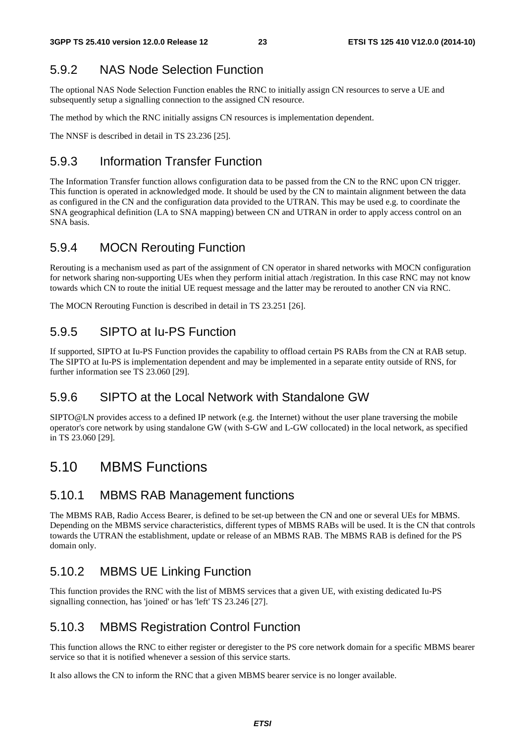### 5.9.2 NAS Node Selection Function

The optional NAS Node Selection Function enables the RNC to initially assign CN resources to serve a UE and subsequently setup a signalling connection to the assigned CN resource.

The method by which the RNC initially assigns CN resources is implementation dependent.

The NNSF is described in detail in TS 23.236 [25].

### 5.9.3 Information Transfer Function

The Information Transfer function allows configuration data to be passed from the CN to the RNC upon CN trigger. This function is operated in acknowledged mode. It should be used by the CN to maintain alignment between the data as configured in the CN and the configuration data provided to the UTRAN. This may be used e.g. to coordinate the SNA geographical definition (LA to SNA mapping) between CN and UTRAN in order to apply access control on an SNA basis.

### 5.9.4 MOCN Rerouting Function

Rerouting is a mechanism used as part of the assignment of CN operator in shared networks with MOCN configuration for network sharing non-supporting UEs when they perform initial attach /registration. In this case RNC may not know towards which CN to route the initial UE request message and the latter may be rerouted to another CN via RNC.

The MOCN Rerouting Function is described in detail in TS 23.251 [26].

### 5.9.5 SIPTO at Iu-PS Function

If supported, SIPTO at Iu-PS Function provides the capability to offload certain PS RABs from the CN at RAB setup. The SIPTO at Iu-PS is implementation dependent and may be implemented in a separate entity outside of RNS, for further information see TS 23.060 [29].

### 5.9.6 SIPTO at the Local Network with Standalone GW

SIPTO@LN provides access to a defined IP network (e.g. the Internet) without the user plane traversing the mobile operator's core network by using standalone GW (with S-GW and L-GW collocated) in the local network, as specified in TS 23.060 [29].

## 5.10 MBMS Functions

### 5.10.1 MBMS RAB Management functions

The MBMS RAB, Radio Access Bearer, is defined to be set-up between the CN and one or several UEs for MBMS. Depending on the MBMS service characteristics, different types of MBMS RABs will be used. It is the CN that controls towards the UTRAN the establishment, update or release of an MBMS RAB. The MBMS RAB is defined for the PS domain only.

### 5.10.2 MBMS UE Linking Function

This function provides the RNC with the list of MBMS services that a given UE, with existing dedicated Iu-PS signalling connection, has 'joined' or has 'left' TS 23.246 [27].

### 5.10.3 MBMS Registration Control Function

This function allows the RNC to either register or deregister to the PS core network domain for a specific MBMS bearer service so that it is notified whenever a session of this service starts.

It also allows the CN to inform the RNC that a given MBMS bearer service is no longer available.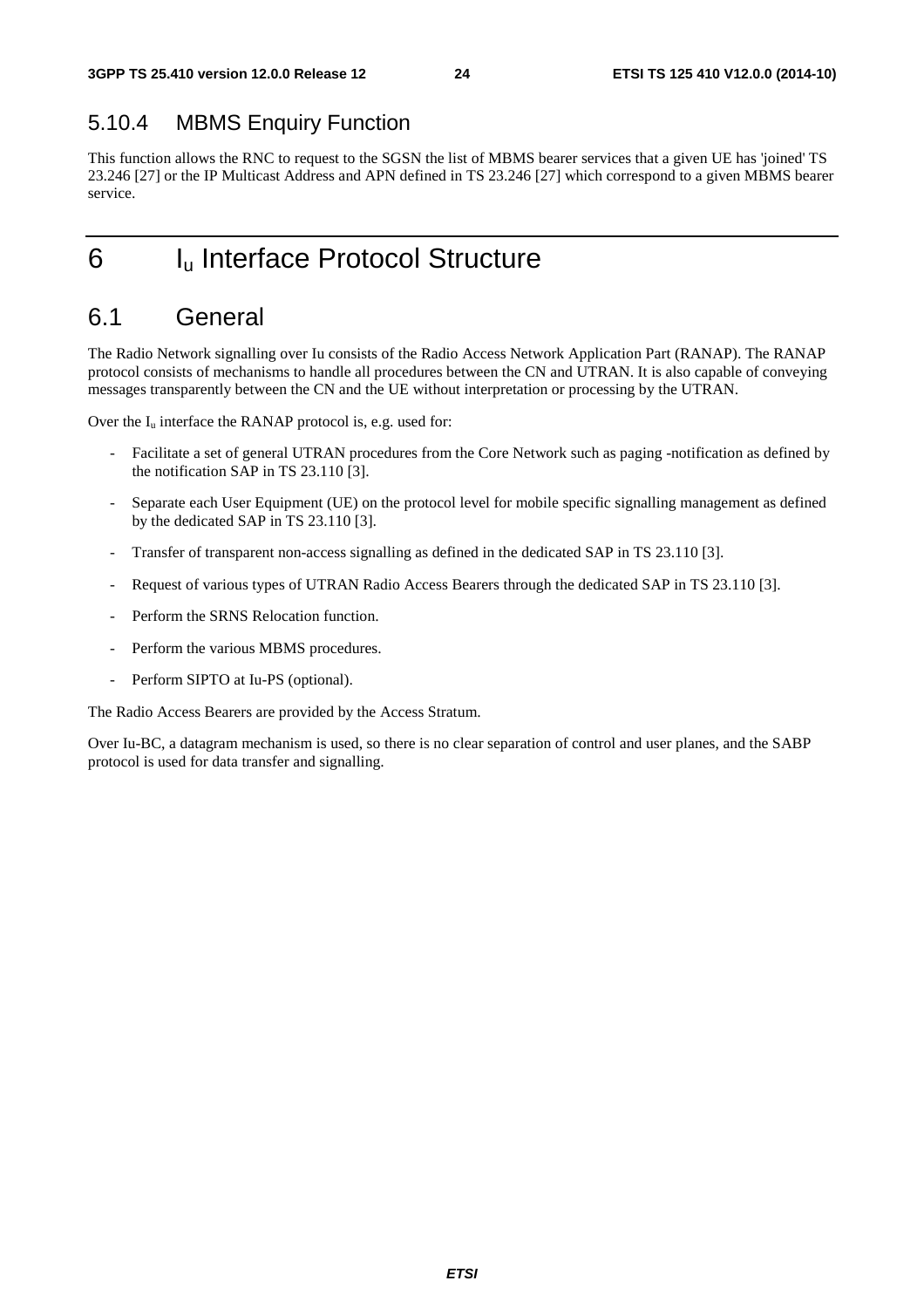### 5.10.4 MBMS Enquiry Function

This function allows the RNC to request to the SGSN the list of MBMS bearer services that a given UE has 'joined' TS 23.246 [27] or the IP Multicast Address and APN defined in TS 23.246 [27] which correspond to a given MBMS bearer service.

# 6 $I_u$ Interface Protocol Structure

## 6.1 General

The Radio Network signalling over Iu consists of the Radio Access Network Application Part (RANAP). The RANAP protocol consists of mechanisms to handle all procedures between the CN and UTRAN. It is also capable of conveying messages transparently between the CN and the UE without interpretation or processing by the UTRAN.

Over the $I_u$ interface the RANAP protocol is, e.g. used for:

- Facilitate a set of general UTRAN procedures from the Core Network such as paging -notification as defined by the notification SAP in TS 23.110 [3].
- Separate each User Equipment (UE) on the protocol level for mobile specific signalling management as defined by the dedicated SAP in TS 23.110 [3].
- Transfer of transparent non-access signalling as defined in the dedicated SAP in TS 23.110 [3].
- Request of various types of UTRAN Radio Access Bearers through the dedicated SAP in TS 23.110 [3].
- Perform the SRNS Relocation function.
- Perform the various MBMS procedures.
- Perform SIPTO at Iu-PS (optional).

The Radio Access Bearers are provided by the Access Stratum.

Over Iu-BC, a datagram mechanism is used, so there is no clear separation of control and user planes, and the SABP protocol is used for data transfer and signalling.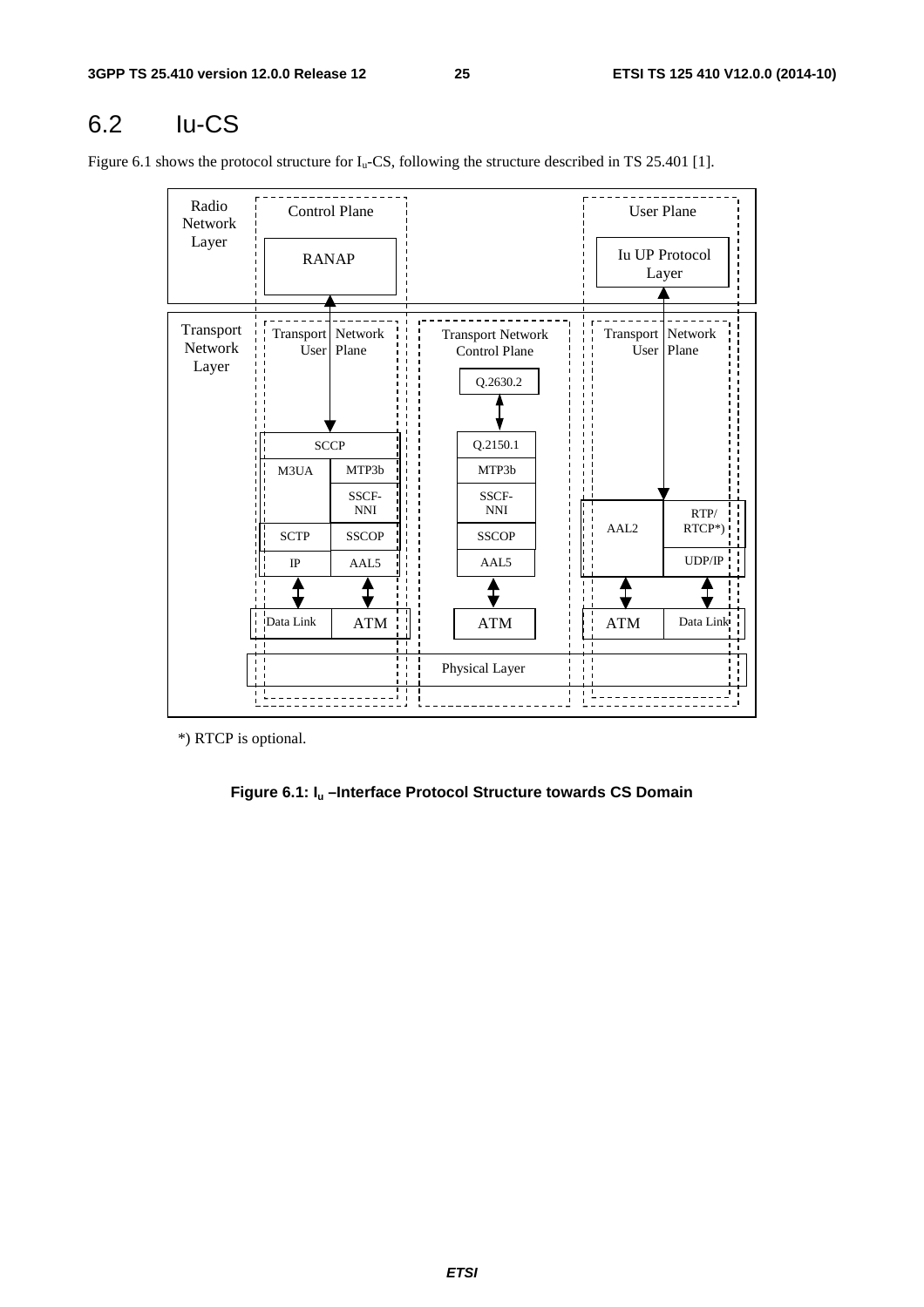## 6.2 Iu-CS

Figure 6.1 shows the protocol structure for $I_u$-CS, following the structure described in TS 25.401 [1].

*) RTCP is optional.

**Figure 6.1: $I_u$ –Interface Protocol Structure towards CS Domain**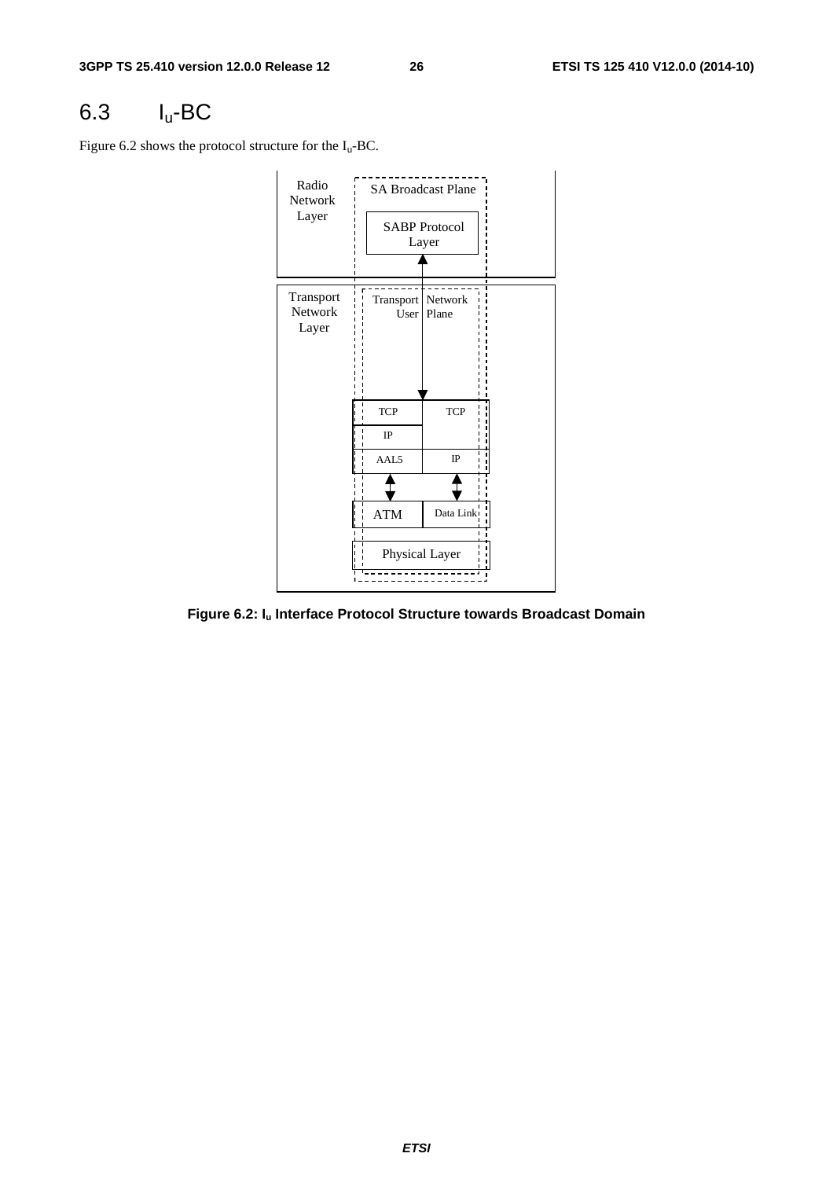## 6.3 $I_u$-BC

Figure 6.2 shows the protocol structure for the $I_u$-BC.

**Figure 6.2: $I_u$ Interface Protocol Structure towards Broadcast Domain**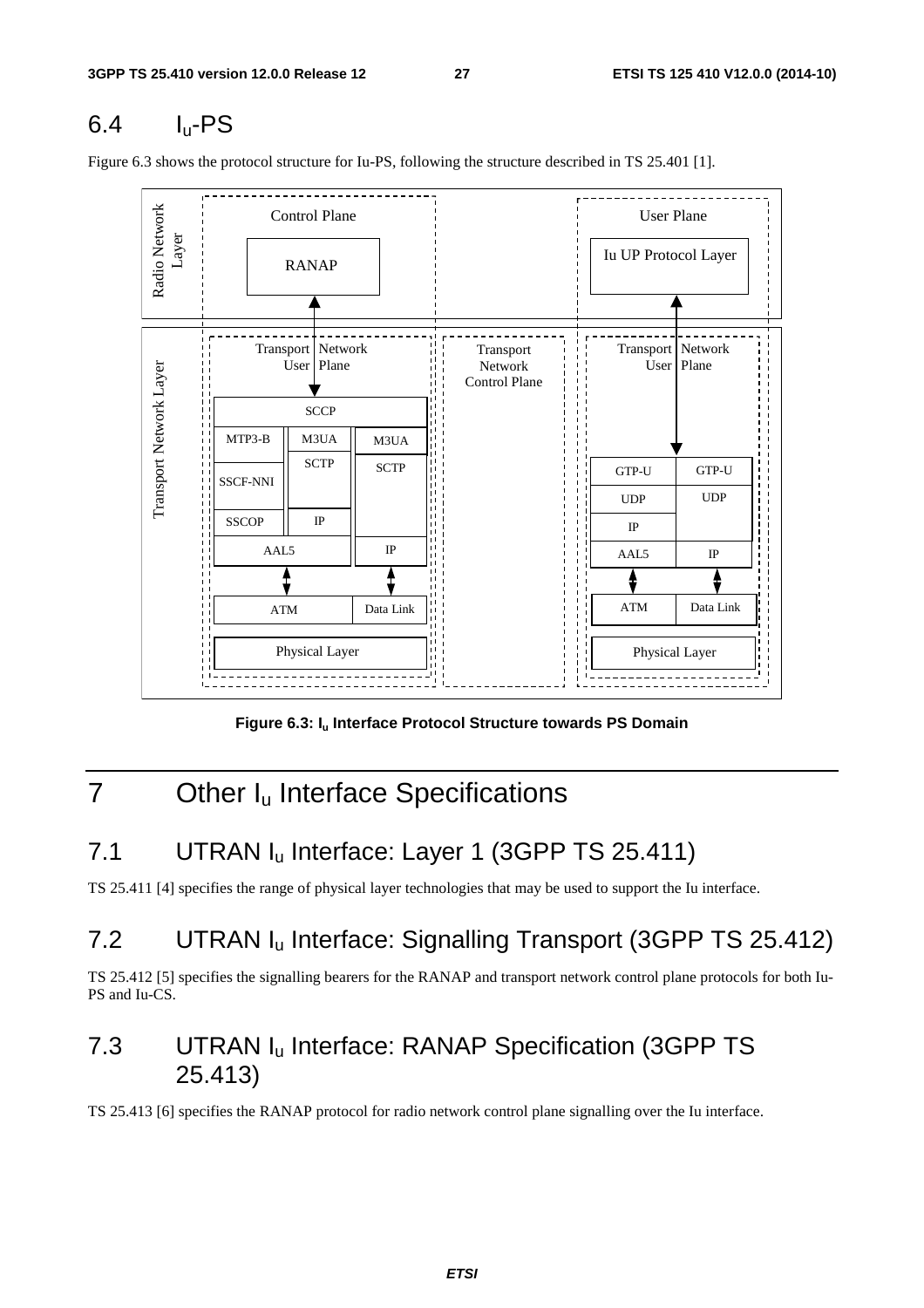## 6.4 $I_u$-PS

Figure 6.3 shows the protocol structure for Iu-PS, following the structure described in TS 25.401 [1].

**Figure 6.3: $I_u$ Interface Protocol Structure towards PS Domain**

# 7 Other $I_u$ Interface Specifications

## 7.1 UTRAN $I_u$ Interface: Layer 1 (3GPP TS 25.411)

TS 25.411 [4] specifies the range of physical layer technologies that may be used to support the Iu interface.

## 7.2 UTRAN $I_u$ Interface: Signalling Transport (3GPP TS 25.412)

TS 25.412 [5] specifies the signalling bearers for the RANAP and transport network control plane protocols for both Iu-PS and Iu-CS.

## 7.3 UTRAN $I_u$ Interface: RANAP Specification (3GPP TS 25.413)

TS 25.413 [6] specifies the RANAP protocol for radio network control plane signalling over the Iu interface.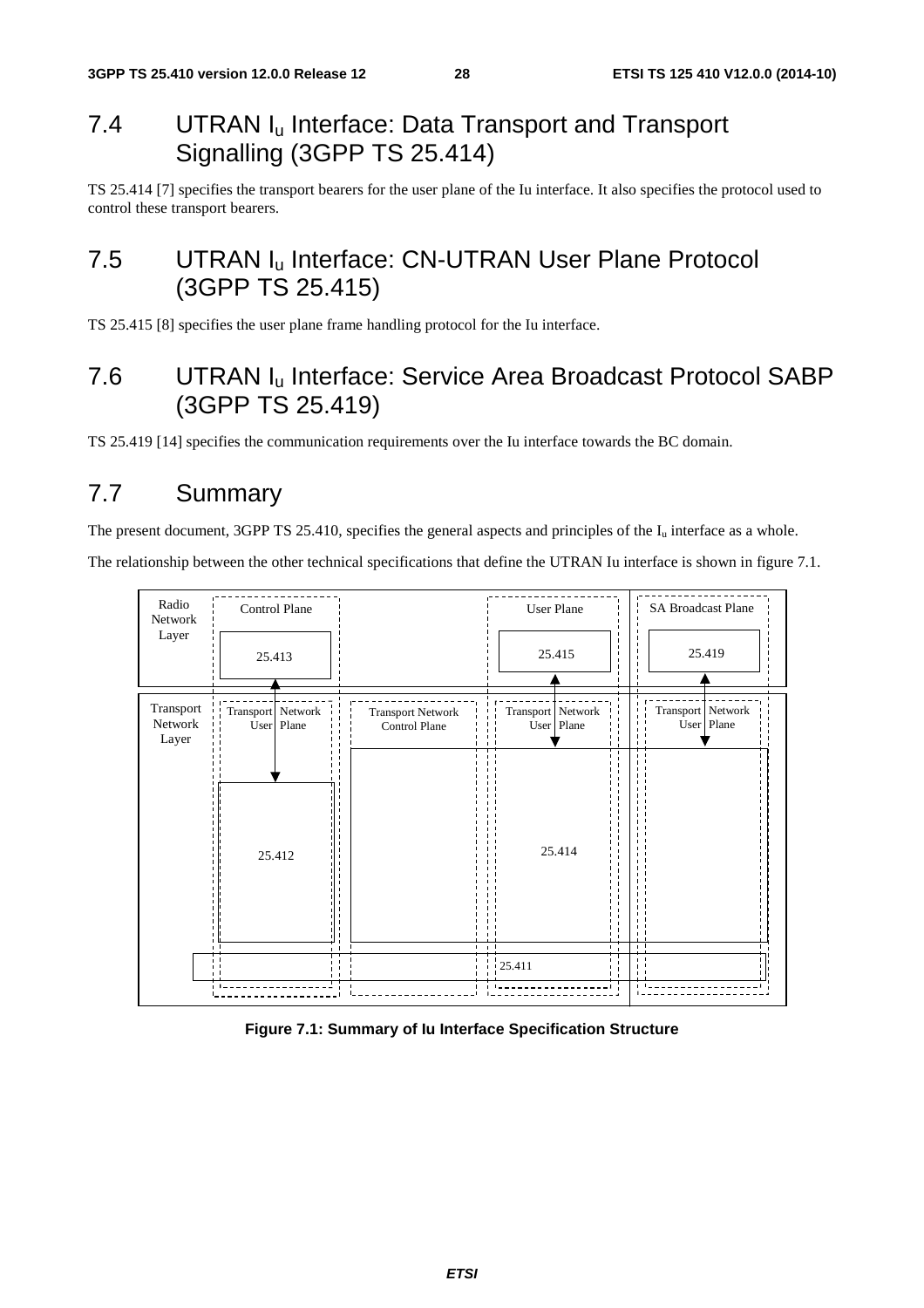## 7.4 UTRAN $I_u$ Interface: Data Transport and Transport Signalling (3GPP TS 25.414)

TS 25.414 [7] specifies the transport bearers for the user plane of the Iu interface. It also specifies the protocol used to control these transport bearers.

## 7.5 UTRAN $I_u$ Interface: CN-UTRAN User Plane Protocol (3GPP TS 25.415)

TS 25.415 [8] specifies the user plane frame handling protocol for the Iu interface.

## 7.6 UTRAN $I_u$ Interface: Service Area Broadcast Protocol SABP (3GPP TS 25.419)

TS 25.419 [14] specifies the communication requirements over the Iu interface towards the BC domain.

## 7.7 Summary

The present document, 3GPP TS 25.410, specifies the general aspects and principles of the $I_u$ interface as a whole.

The relationship between the other technical specifications that define the UTRAN Iu interface is shown in figure 7.1.

Radio Network Layer | Control Plane | User Plane | SA Broadcast Plane
25.413 | 25.415 | 25.419

Transport Network Layer | Transport Network User Plane | Transport Network Control Plane | Transport Network User Plane | Transport Network User Plane
25.412 | 25.414
25.411

**Figure 7.1: Summary of Iu Interface Specification Structure**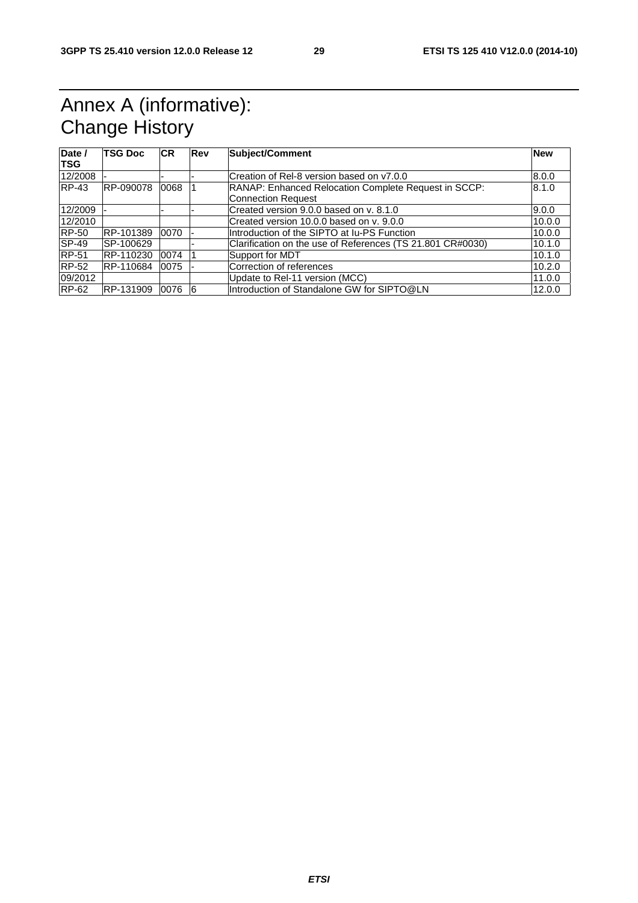# Annex A (informative): Change History

| Date / TSG | TSG Doc | CR | Rev | Subject/Comment | New |
|---|---|---|---|---|---|
| 12/2008 | - | - | - | Creation of Rel-8 version based on v7.0.0 | 8.0.0 |
| RP-43 | RP-090078 | 0068 | 1 | RANAP: Enhanced Relocation Complete Request in SCCP: Connection Request | 8.1.0 |
| 12/2009 | - | - | - | Created version 9.0.0 based on v. 8.1.0 | 9.0.0 |
| 12/2010 | | | | Created version 10.0.0 based on v. 9.0.0 | 10.0.0 |
| RP-50 | RP-101389 | 0070 | - | Introduction of the SIPTO at Iu-PS Function | 10.0.0 |
| SP-49 | SP-100629 | | - | Clarification on the use of References (TS 21.801 CR#0030) | 10.1.0 |
| RP-51 | RP-110230 | 0074 | 1 | Support for MDT | 10.1.0 |
| RP-52 | RP-110684 | 0075 | - | Correction of references | 10.2.0 |
| 09/2012 | | | | Update to Rel-11 version (MCC) | 11.0.0 |
| RP-62 | RP-131909 | 0076 | 6 | Introduction of Standalone GW for SIPTO@LN | 12.0.0 |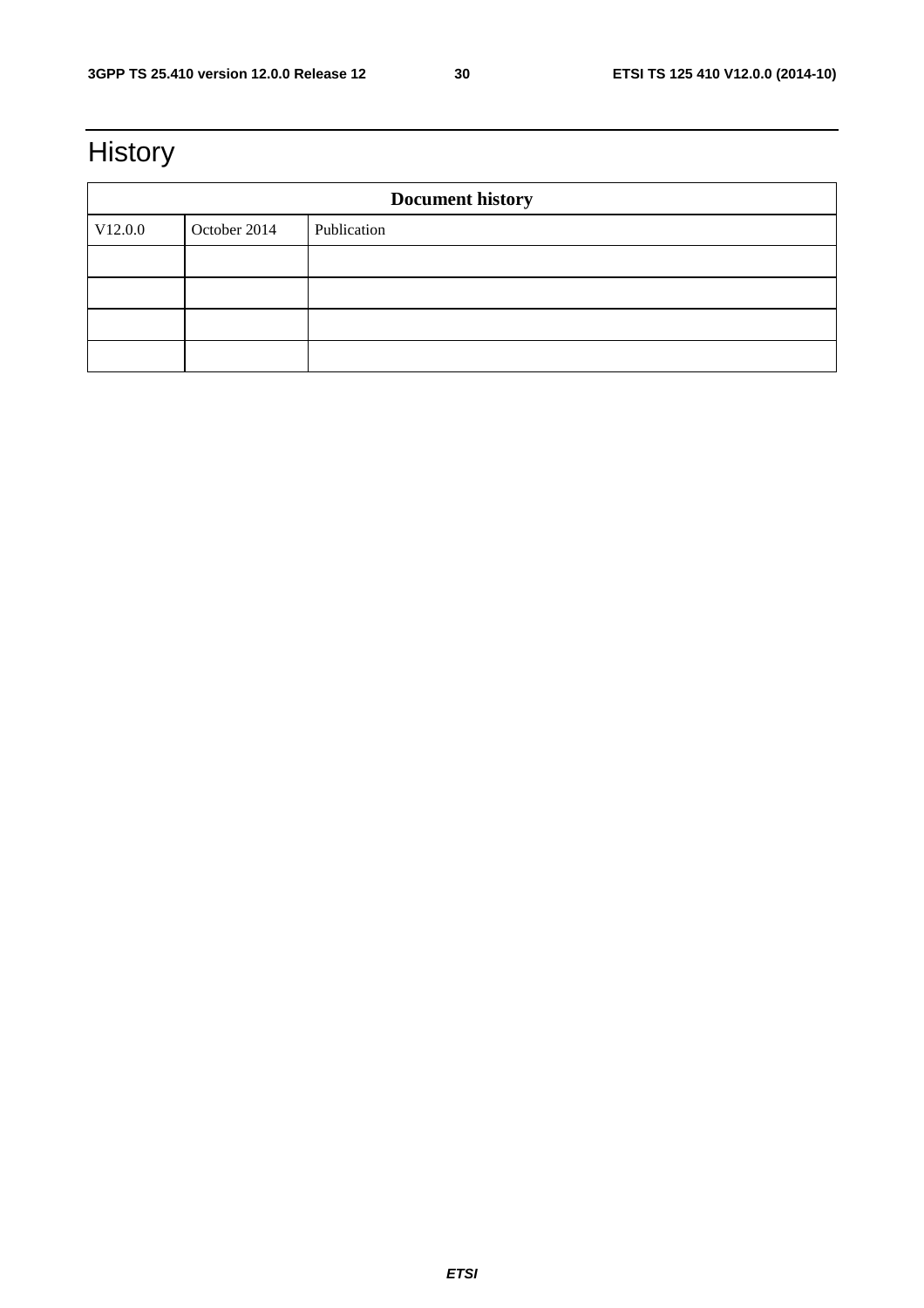# History

| Document history | | |
|---|---|---|
| V12.0.0 | October 2014 | Publication |
| | | |
| | | |
| | | |
| | | |